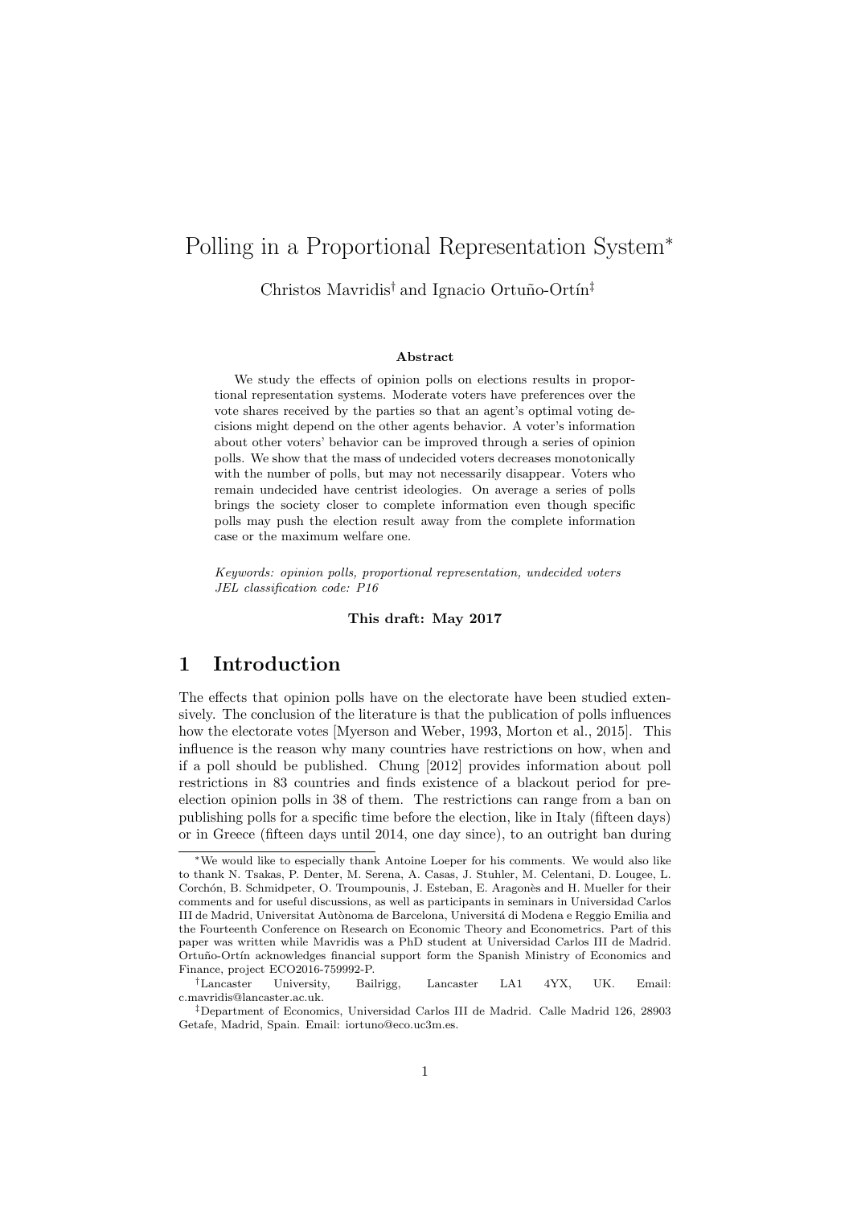# Polling in a Proportional Representation System*

Christos Mavridis[†] and Ignacio Ortuño-Ortín[‡]

### Abstract

We study the effects of opinion polls on elections results in proportional representation systems. Moderate voters have preferences over the vote shares received by the parties so that an agent's optimal voting decisions might depend on the other agents behavior. A voter's information about other voters' behavior can be improved through a series of opinion polls. We show that the mass of undecided voters decreases monotonically with the number of polls, but may not necessarily disappear. Voters who remain undecided have centrist ideologies. On average a series of polls brings the society closer to complete information even though specific polls may push the election result away from the complete information case or the maximum welfare one.

*Keywords: opinion polls, proportional representation, undecided voters*
*JEL classification code: P16*

**This draft: May 2017**

## 1 Introduction

The effects that opinion polls have on the electorate have been studied extensively. The conclusion of the literature is that the publication of polls influences how the electorate votes [Myerson and Weber, 1993, Morton et al., 2015]. This influence is the reason why many countries have restrictions on how, when and if a poll should be published. Chung [2012] provides information about poll restrictions in 83 countries and finds existence of a blackout period for pre-election opinion polls in 38 of them. The restrictions can range from a ban on publishing polls for a specific time before the election, like in Italy (fifteen days) or in Greece (fifteen days until 2014, one day since), to an outright ban during

---

*We would like to especially thank Antoine Loeper for his comments. We would also like to thank N. Tsakas, P. Denter, M. Serena, A. Casas, J. Stuhler, M. Celentani, D. Lougee, L. Corchón, B. Schmidpeter, O. Troumpounis, J. Esteban, E. Aragonès and H. Mueller for their comments and for useful discussions, as well as participants in seminars in Universidad Carlos III de Madrid, Universitat Autònoma de Barcelona, Universitá di Modena e Reggio Emilia and the Fourteenth Conference on Research on Economic Theory and Econometrics. Part of this paper was written while Mavridis was a PhD student at Universidad Carlos III de Madrid. Ortuño-Ortín acknowledges financial support form the Spanish Ministry of Economics and Finance, project ECO2016-759992-P.

[†]Lancaster University, Bailrigg, Lancaster LA1 4YX, UK. Email: c.mavridis@lancaster.ac.uk.

[‡]Department of Economics, Universidad Carlos III de Madrid. Calle Madrid 126, 28903 Getafe, Madrid, Spain. Email: iortuno@eco.uc3m.es.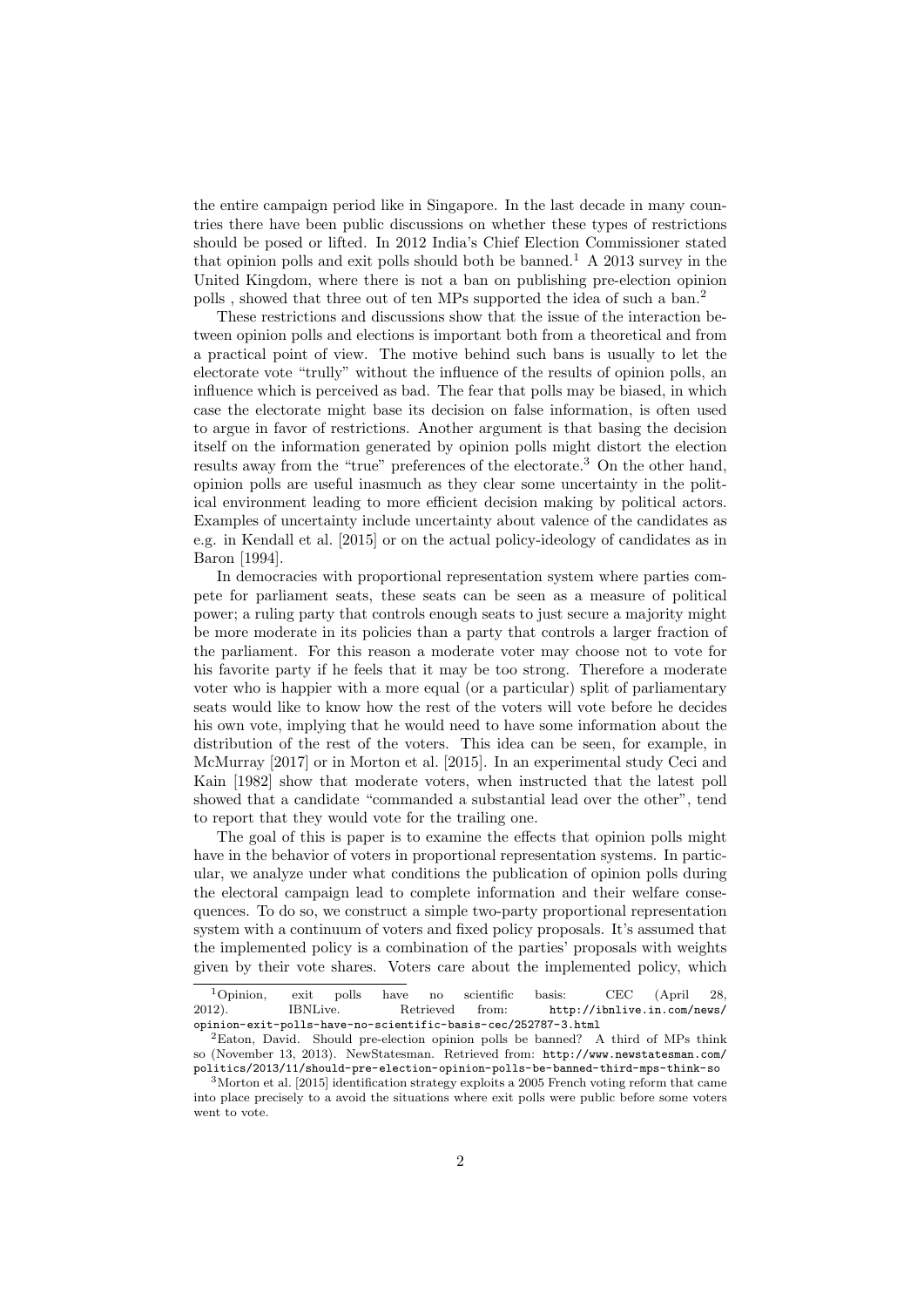the entire campaign period like in Singapore. In the last decade in many countries there have been public discussions on whether these types of restrictions should be posed or lifted. In 2012 India's Chief Election Commissioner stated that opinion polls and exit polls should both be banned.[1] A 2013 survey in the United Kingdom, where there is not a ban on publishing pre-election opinion polls , showed that three out of ten MPs supported the idea of such a ban.[2]

These restrictions and discussions show that the issue of the interaction between opinion polls and elections is important both from a theoretical and from a practical point of view. The motive behind such bans is usually to let the electorate vote "trully" without the influence of the results of opinion polls, an influence which is perceived as bad. The fear that polls may be biased, in which case the electorate might base its decision on false information, is often used to argue in favor of restrictions. Another argument is that basing the decision itself on the information generated by opinion polls might distort the election results away from the "true" preferences of the electorate.[3] On the other hand, opinion polls are useful inasmuch as they clear some uncertainty in the political environment leading to more efficient decision making by political actors. Examples of uncertainty include uncertainty about valence of the candidates as e.g. in Kendall et al. [2015] or on the actual policy-ideology of candidates as in Baron [1994].

In democracies with proportional representation system where parties compete for parliament seats, these seats can be seen as a measure of political power; a ruling party that controls enough seats to just secure a majority might be more moderate in its policies than a party that controls a larger fraction of the parliament. For this reason a moderate voter may choose not to vote for his favorite party if he feels that it may be too strong. Therefore a moderate voter who is happier with a more equal (or a particular) split of parliamentary seats would like to know how the rest of the voters will vote before he decides his own vote, implying that he would need to have some information about the distribution of the rest of the voters. This idea can be seen, for example, in McMurray [2017] or in Morton et al. [2015]. In an experimental study Ceci and Kain [1982] show that moderate voters, when instructed that the latest poll showed that a candidate "commanded a substantial lead over the other", tend to report that they would vote for the trailing one.

The goal of this is paper is to examine the effects that opinion polls might have in the behavior of voters in proportional representation systems. In particular, we analyze under what conditions the publication of opinion polls during the electoral campaign lead to complete information and their welfare consequences. To do so, we construct a simple two-party proportional representation system with a continuum of voters and fixed policy proposals. It's assumed that the implemented policy is a combination of the parties' proposals with weights given by their vote shares. Voters care about the implemented policy, which

[1] Opinion, exit polls have no scientific basis: CEC (April 28, 2012). IBNLive. Retrieved from: http://ibnlive.in.com/news/opinion-exit-polls-have-no-scientific-basis-cec/252787-3.html

[2] Eaton, David. Should pre-election opinion polls be banned? A third of MPs think so (November 13, 2013). NewStatesman. Retrieved from: http://www.newstatesman.com/politics/2013/11/should-pre-election-opinion-polls-be-banned-third-mps-think-so

[3] Morton et al. [2015] identification strategy exploits a 2005 French voting reform that came into place precisely to a avoid the situations where exit polls were public before some voters went to vote.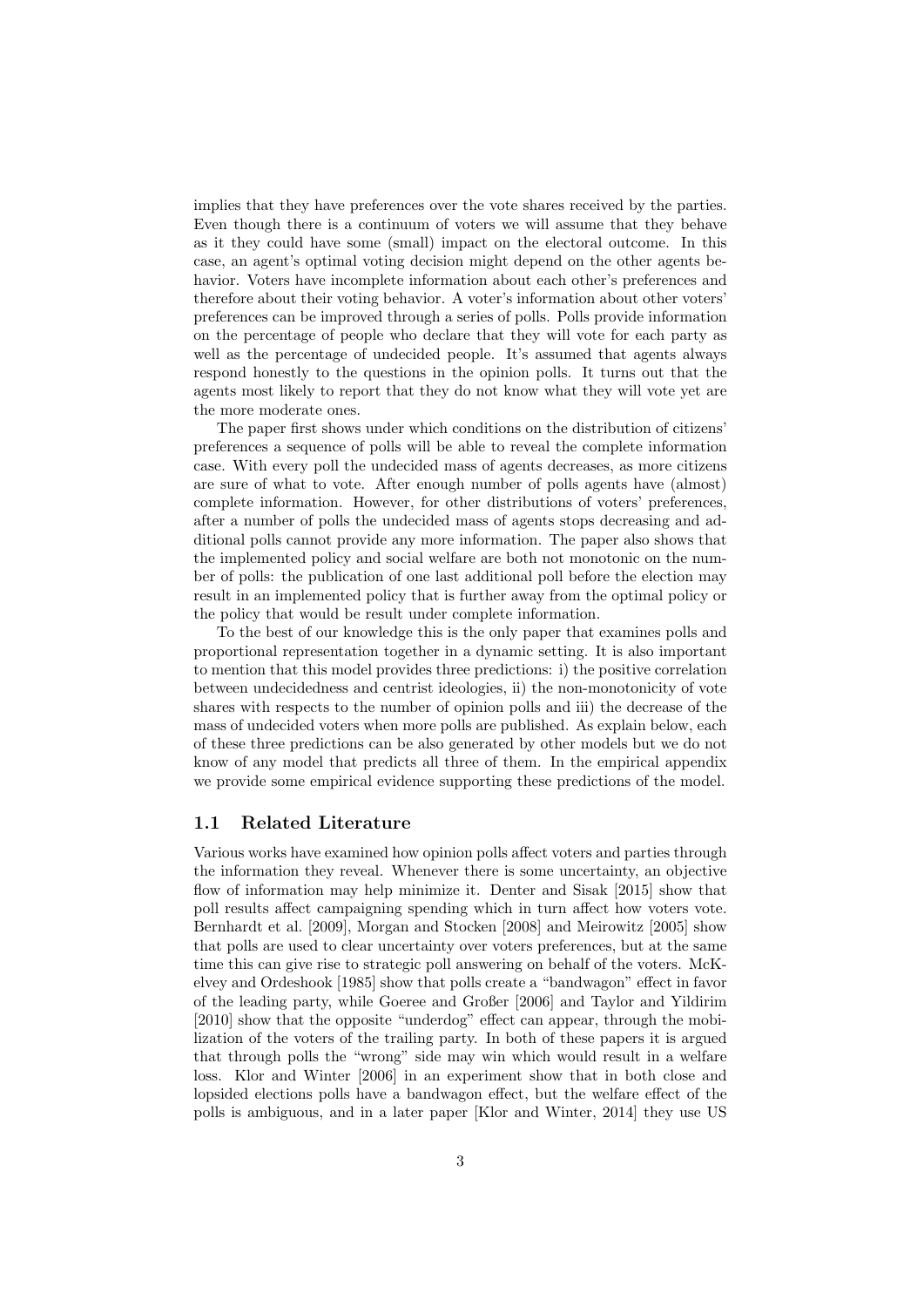implies that they have preferences over the vote shares received by the parties. Even though there is a continuum of voters we will assume that they behave as it they could have some (small) impact on the electoral outcome. In this case, an agent's optimal voting decision might depend on the other agents behavior. Voters have incomplete information about each other's preferences and therefore about their voting behavior. A voter's information about other voters' preferences can be improved through a series of polls. Polls provide information on the percentage of people who declare that they will vote for each party as well as the percentage of undecided people. It's assumed that agents always respond honestly to the questions in the opinion polls. It turns out that the agents most likely to report that they do not know what they will vote yet are the more moderate ones.

The paper first shows under which conditions on the distribution of citizens' preferences a sequence of polls will be able to reveal the complete information case. With every poll the undecided mass of agents decreases, as more citizens are sure of what to vote. After enough number of polls agents have (almost) complete information. However, for other distributions of voters' preferences, after a number of polls the undecided mass of agents stops decreasing and additional polls cannot provide any more information. The paper also shows that the implemented policy and social welfare are both not monotonic on the number of polls: the publication of one last additional poll before the election may result in an implemented policy that is further away from the optimal policy or the policy that would be result under complete information.

To the best of our knowledge this is the only paper that examines polls and proportional representation together in a dynamic setting. It is also important to mention that this model provides three predictions: i) the positive correlation between undecidedness and centrist ideologies, ii) the non-monotonicity of vote shares with respects to the number of opinion polls and iii) the decrease of the mass of undecided voters when more polls are published. As explain below, each of these three predictions can be also generated by other models but we do not know of any model that predicts all three of them. In the empirical appendix we provide some empirical evidence supporting these predictions of the model.

## 1.1 Related Literature

Various works have examined how opinion polls affect voters and parties through the information they reveal. Whenever there is some uncertainty, an objective flow of information may help minimize it. Denter and Sisak [2015] show that poll results affect campaigning spending which in turn affect how voters vote. Bernhardt et al. [2009], Morgan and Stocken [2008] and Meirowitz [2005] show that polls are used to clear uncertainty over voters preferences, but at the same time this can give rise to strategic poll answering on behalf of the voters. McKelvey and Ordeshook [1985] show that polls create a "bandwagon" effect in favor of the leading party, while Goeree and Großer [2006] and Taylor and Yildirim [2010] show that the opposite "underdog" effect can appear, through the mobilization of the voters of the trailing party. In both of these papers it is argued that through polls the "wrong" side may win which would result in a welfare loss. Klor and Winter [2006] in an experiment show that in both close and lopsided elections polls have a bandwagon effect, but the welfare effect of the polls is ambiguous, and in a later paper [Klor and Winter, 2014] they use US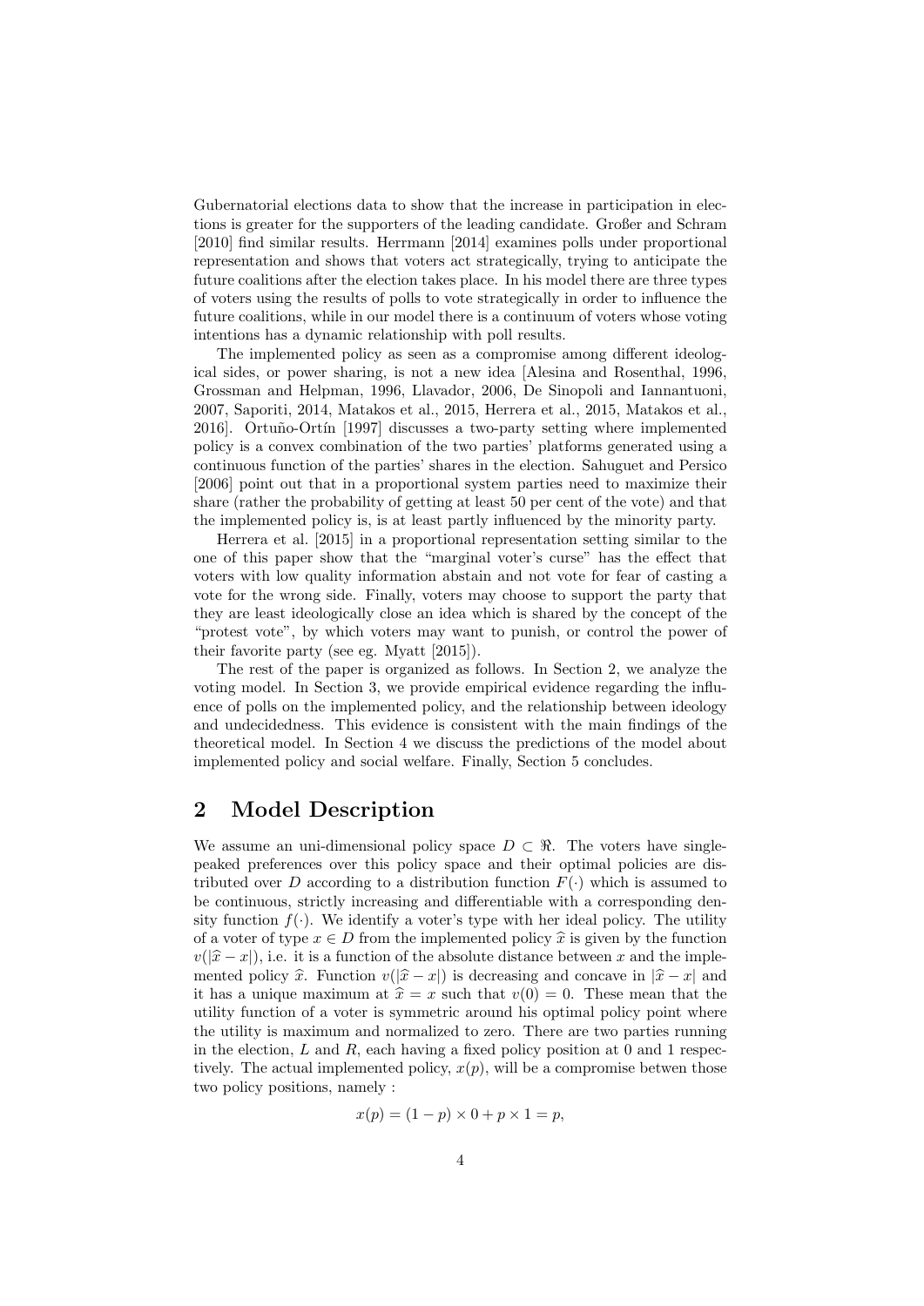Gubernatorial elections data to show that the increase in participation in elections is greater for the supporters of the leading candidate. Großer and Schram [2010] find similar results. Herrmann [2014] examines polls under proportional representation and shows that voters act strategically, trying to anticipate the future coalitions after the election takes place. In his model there are three types of voters using the results of polls to vote strategically in order to influence the future coalitions, while in our model there is a continuum of voters whose voting intentions has a dynamic relationship with poll results.

The implemented policy as seen as a compromise among different ideological sides, or power sharing, is not a new idea [Alesina and Rosenthal, 1996, Grossman and Helpman, 1996, Llavador, 2006, De Sinopoli and Iannantuoni, 2007, Saporiti, 2014, Matakos et al., 2015, Herrera et al., 2015, Matakos et al., 2016]. Ortuño-Ortín [1997] discusses a two-party setting where implemented policy is a convex combination of the two parties' platforms generated using a continuous function of the parties' shares in the election. Sahuguet and Persico [2006] point out that in a proportional system parties need to maximize their share (rather the probability of getting at least 50 per cent of the vote) and that the implemented policy is, is at least partly influenced by the minority party.

Herrera et al. [2015] in a proportional representation setting similar to the one of this paper show that the "marginal voter's curse" has the effect that voters with low quality information abstain and not vote for fear of casting a vote for the wrong side. Finally, voters may choose to support the party that they are least ideologically close an idea which is shared by the concept of the "protest vote", by which voters may want to punish, or control the power of their favorite party (see eg. Myatt [2015]).

The rest of the paper is organized as follows. In Section 2, we analyze the voting model. In Section 3, we provide empirical evidence regarding the influence of polls on the implemented policy, and the relationship between ideology and undecidedness. This evidence is consistent with the main findings of the theoretical model. In Section 4 we discuss the predictions of the model about implemented policy and social welfare. Finally, Section 5 concludes.

## 2 Model Description

We assume an uni-dimensional policy space $D \subset \Re$. The voters have single-peaked preferences over this policy space and their optimal policies are distributed over $D$ according to a distribution function $F(\cdot)$ which is assumed to be continuous, strictly increasing and differentiable with a corresponding density function $f(\cdot)$. We identify a voter's type with her ideal policy. The utility of a voter of type $x \in D$ from the implemented policy $\widehat{x}$ is given by the function $v(|\widehat{x} - x|)$, i.e. it is a function of the absolute distance between $x$ and the implemented policy $\widehat{x}$. Function $v(|\widehat{x} - x|)$ is decreasing and concave in $|\widehat{x} - x|$ and it has a unique maximum at $\widehat{x} = x$ such that $v(0) = 0$. These mean that the utility function of a voter is symmetric around his optimal policy point where the utility is maximum and normalized to zero. There are two parties running in the election, $L$ and $R$, each having a fixed policy position at 0 and 1 respectively. The actual implemented policy, $x(p)$, will be a compromise betwen those two policy positions, namely :

$$x(p) = (1 - p) \times 0 + p \times 1 = p,$$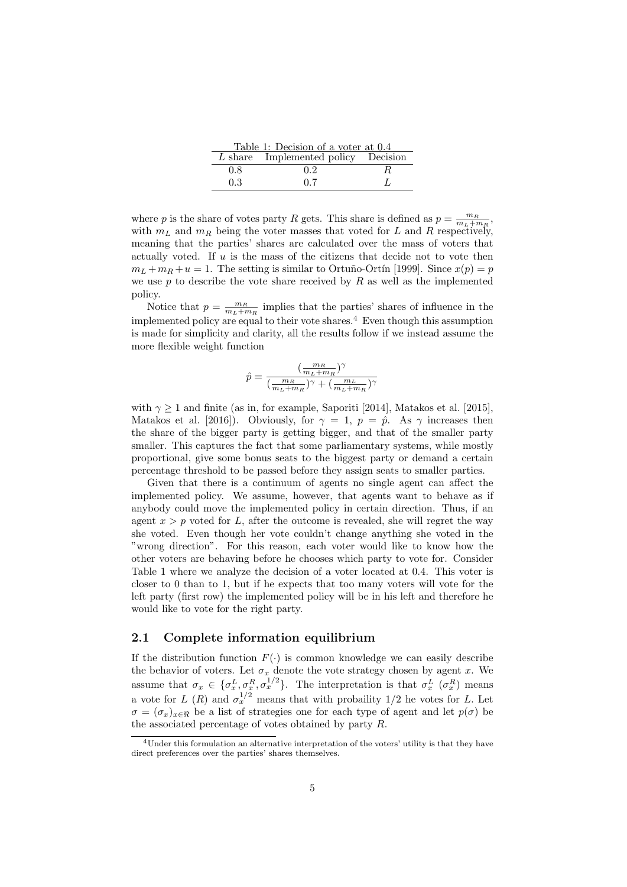Table 1: Decision of a voter at 0.4

| $L$ share | Implemented policy | Decision |
|---|---|---|
| 0.8 | 0.2 | $R$ |
| 0.3 | 0.7 | $L$ |

where $p$ is the share of votes party $R$ gets. This share is defined as $p = \frac{m_R}{m_L+m_R}$, with $m_L$ and $m_R$ being the voter masses that voted for $L$ and $R$ respectively, meaning that the parties' shares are calculated over the mass of voters that actually voted. If $u$ is the mass of the citizens that decide not to vote then $m_L + m_R + u = 1$. The setting is similar to Ortuño-Ortín [1999]. Since $x(p) = p$ we use $p$ to describe the vote share received by $R$ as well as the implemented policy.

Notice that $p = \frac{m_R}{m_L+m_R}$ implies that the parties' shares of influence in the implemented policy are equal to their vote shares.[4] Even though this assumption is made for simplicity and clarity, all the results follow if we instead assume the more flexible weight function

$$\hat{p} = \frac{(\frac{m_R}{m_L+m_R})^\gamma}{(\frac{m_R}{m_L+m_R})^\gamma + (\frac{m_L}{m_L+m_R})^\gamma}$$

with $\gamma \geq 1$ and finite (as in, for example, Saporiti [2014], Matakos et al. [2015], Matakos et al. [2016]). Obviously, for $\gamma = 1$, $p = \hat{p}$. As $\gamma$ increases then the share of the bigger party is getting bigger, and that of the smaller party smaller. This captures the fact that some parliamentary systems, while mostly proportional, give some bonus seats to the biggest party or demand a certain percentage threshold to be passed before they assign seats to smaller parties.

Given that there is a continuum of agents no single agent can affect the implemented policy. We assume, however, that agents want to behave as if anybody could move the implemented policy in certain direction. Thus, if an agent $x > p$ voted for $L$, after the outcome is revealed, she will regret the way she voted. Even though her vote couldn't change anything she voted in the "wrong direction". For this reason, each voter would like to know how the other voters are behaving before he chooses which party to vote for. Consider Table 1 where we analyze the decision of a voter located at 0.4. This voter is closer to 0 than to 1, but if he expects that too many voters will vote for the left party (first row) the implemented policy will be in his left and therefore he would like to vote for the right party.

## 2.1 Complete information equilibrium

If the distribution function $F(\cdot)$ is common knowledge we can easily describe the behavior of voters. Let $\sigma_x$ denote the vote strategy chosen by agent $x$. We assume that $\sigma_x \in \{\sigma_x^L, \sigma_x^R, \sigma_x^{1/2}\}$. The interpretation is that $\sigma_x^L$ ($\sigma_x^R$) means a vote for $L$ ($R$) and $\sigma_x^{1/2}$ means that with probaility 1/2 he votes for $L$. Let $\sigma = (\sigma_x)_{x \in \Re}$ be a list of strategies one for each type of agent and let $p(\sigma)$ be the associated percentage of votes obtained by party $R$.

[4] Under this formulation an alternative interpretation of the voters' utility is that they have direct preferences over the parties' shares themselves.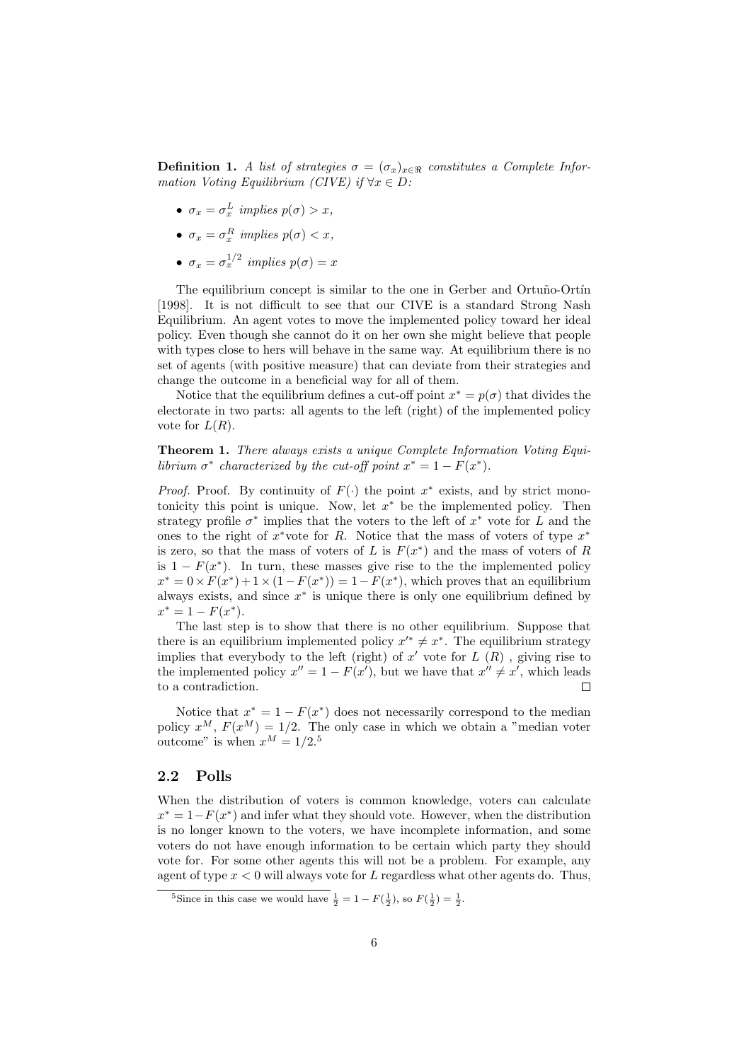**Definition 1.** *A list of strategies $\sigma = (\sigma_x)_{x \in \Re}$ constitutes a Complete Information Voting Equilibrium (CIVE) if $\forall x \in D$:*

- $\sigma_x = \sigma_x^L$ *implies* $p(\sigma) > x$,
- $\sigma_x = \sigma_x^R$ *implies* $p(\sigma) < x$,
- $\sigma_x = \sigma_x^{1/2}$ *implies* $p(\sigma) = x$

The equilibrium concept is similar to the one in Gerber and Ortuño-Ortín [1998]. It is not difficult to see that our CIVE is a standard Strong Nash Equilibrium. An agent votes to move the implemented policy toward her ideal policy. Even though she cannot do it on her own she might believe that people with types close to hers will behave in the same way. At equilibrium there is no set of agents (with positive measure) that can deviate from their strategies and change the outcome in a beneficial way for all of them.

Notice that the equilibrium defines a cut-off point $x^* = p(\sigma)$ that divides the electorate in two parts: all agents to the left (right) of the implemented policy vote for $L(R)$.

**Theorem 1.** *There always exists a unique Complete Information Voting Equilibrium $\sigma^*$ characterized by the cut-off point $x^* = 1 - F(x^*)$.*

*Proof.* Proof. By continuity of $F(\cdot)$ the point $x^*$ exists, and by strict monotonicity this point is unique. Now, let $x^*$ be the implemented policy. Then strategy profile $\sigma^*$ implies that the voters to the left of $x^*$ vote for $L$ and the ones to the right of $x^*$vote for $R$. Notice that the mass of voters of type $x^*$ is zero, so that the mass of voters of $L$ is $F(x^*)$ and the mass of voters of $R$ is $1 - F(x^*)$. In turn, these masses give rise to the the implemented policy $x^* = 0 \times F(x^*) + 1 \times (1 - F(x^*)) = 1 - F(x^*)$, which proves that an equilibrium always exists, and since $x^*$ is unique there is only one equilibrium defined by $x^* = 1 - F(x^*)$.

The last step is to show that there is no other equilibrium. Suppose that there is an equilibrium implemented policy $x'^* \neq x^*$. The equilibrium strategy implies that everybody to the left (right) of $x'$ vote for $L$ $(R)$ , giving rise to the implemented policy $x'' = 1 - F(x')$, but we have that $x'' \neq x'$, which leads to a contradiction. $\square$

Notice that $x^* = 1 - F(x^*)$ does not necessarily correspond to the median policy $x^M$, $F(x^M) = 1/2$. The only case in which we obtain a "median voter outcome" is when $x^M = 1/2$.[5]

## 2.2 Polls

When the distribution of voters is common knowledge, voters can calculate $x^* = 1 - F(x^*)$ and infer what they should vote. However, when the distribution is no longer known to the voters, we have incomplete information, and some voters do not have enough information to be certain which party they should vote for. For some other agents this will not be a problem. For example, any agent of type $x < 0$ will always vote for $L$ regardless what other agents do. Thus,

[5] Since in this case we would have $\frac{1}{2} = 1 - F(\frac{1}{2})$, so $F(\frac{1}{2}) = \frac{1}{2}$.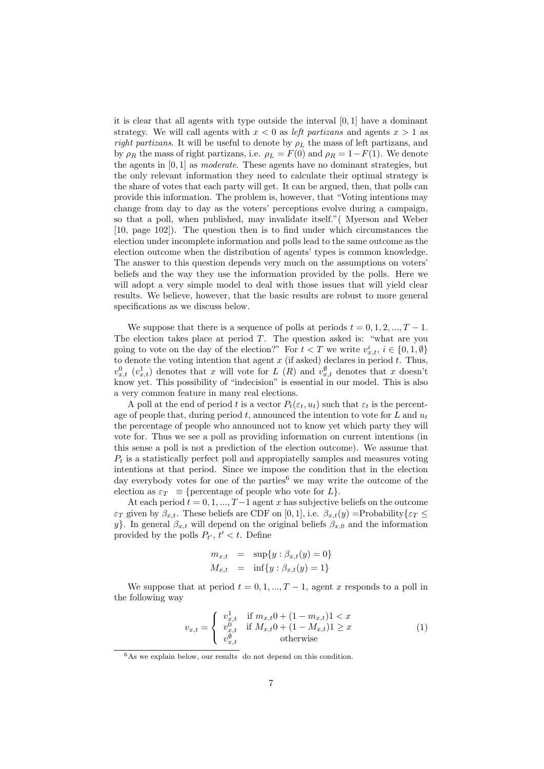it is clear that all agents with type outside the interval $[0, 1]$ have a dominant strategy. We will call agents with $x < 0$ as *left partizans* and agents $x > 1$ as *right partizans.* It will be useful to denote by $\rho_L$ the mass of left partizans, and by $\rho_R$ the mass of right partizans, i.e. $\rho_L = F(0)$ and $\rho_R = 1 - F(1)$. We denote the agents in $[0, 1]$ as *moderate*. These agents have no dominant strategies, but the only relevant information they need to calculate their optimal strategy is the share of votes that each party will get. It can be argued, then, that polls can provide this information. The problem is, however, that "Voting intentions may change from day to day as the voters' perceptions evolve during a campaign, so that a poll, when published, may invalidate itself."( Myerson and Weber [10, page 102]). The question then is to find under which circumstances the election under incomplete information and polls lead to the same outcome as the election outcome when the distribution of agents' types is common knowledge. The answer to this question depends very much on the assumptions on voters' beliefs and the way they use the information provided by the polls. Here we will adopt a very simple model to deal with those issues that will yield clear results. We believe, however, that the basic results are robust to more general specifications as we discuss below.

We suppose that there is a sequence of polls at periods $t = 0, 1, 2, ..., T - 1$. The election takes place at period $T$. The question asked is: "what are you going to vote on the day of the election?" For $t < T$ we write $v^i_{x,t}$, $i \in \{0, 1, \emptyset\}$ to denote the voting intention that agent $x$ (if asked) declares in period $t$. Thus, $v^0_{x,t}$ ($v^1_{x,t}$) denotes that $x$ will vote for $L$ ($R$) and $v^\emptyset_{x,t}$ denotes that $x$ doesn't know yet. This possibility of "indecision" is essential in our model. This is also a very common feature in many real elections.

A poll at the end of period $t$ is a vector $P_t(\varepsilon_t, u_t)$ such that $\varepsilon_t$ is the percentage of people that, during period $t$, announced the intention to vote for $L$ and $u_t$ the percentage of people who announced not to know yet which party they will vote for. Thus we see a poll as providing information on current intentions (in this sense a poll is not a prediction of the election outcome). We assume that $P_t$ is a statistically perfect poll and appropiatelly samples and measures voting intentions at that period. Since we impose the condition that in the election day everybody votes for one of the parties[6] we may write the outcome of the election as $\varepsilon_T \equiv$ {percentage of people who vote for $L$}.

At each period $t = 0, 1, ..., T - 1$ agent $x$ has subjective beliefs on the outcome $\varepsilon_T$ given by $\beta_{x,t}$. These beliefs are CDF on $[0, 1]$, i.e. $\beta_{x,t}(y) =$Probability$\{\varepsilon_T \leq y\}$. In general $\beta_{x,t}$ will depend on the original beliefs $\beta_{x,0}$ and the information provided by the polls $P_{t'}$, $t' < t$. Define

$$
\begin{aligned}
m_{x,t} &= \sup\{y : \beta_{x,t}(y) = 0\} \\
M_{x,t} &= \inf\{y : \beta_{x,t}(y) = 1\}
\end{aligned}
$$

We suppose that at period $t = 0, 1, ..., T - 1$, agent $x$ responds to a poll in the following way

$$
v_{x,t} = \begin{cases} v^1_{x,t} & \text{if } m_{x,t}0 + (1 - m_{x,t})1 < x \\ v^0_{x,t} & \text{if } M_{x,t}0 + (1 - M_{x,t})1 \geq x \\ v^\emptyset_{x,t} & \text{otherwise} \end{cases} \tag{1}
$$

[6] As we explain below, our results do not depend on this condition.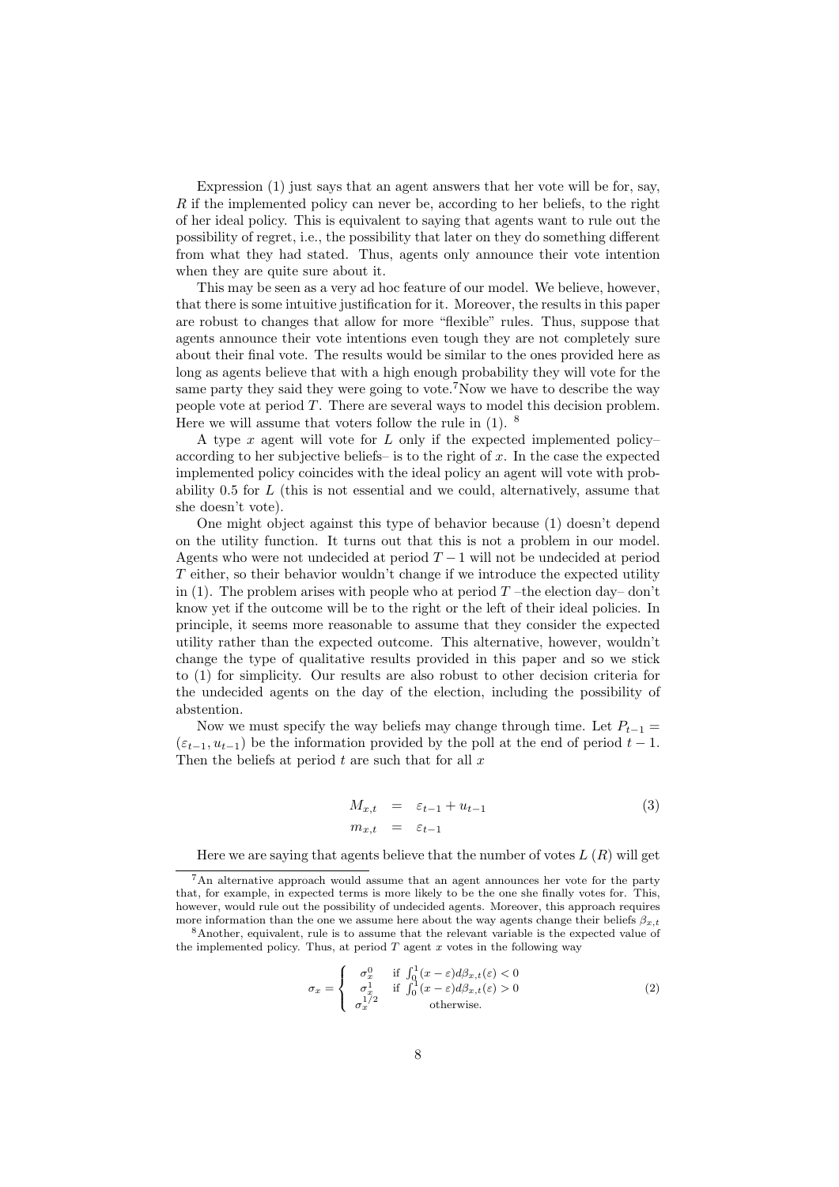Expression (1) just says that an agent answers that her vote will be for, say, $R$ if the implemented policy can never be, according to her beliefs, to the right of her ideal policy. This is equivalent to saying that agents want to rule out the possibility of regret, i.e., the possibility that later on they do something different from what they had stated. Thus, agents only announce their vote intention when they are quite sure about it.

This may be seen as a very ad hoc feature of our model. We believe, however, that there is some intuitive justification for it. Moreover, the results in this paper are robust to changes that allow for more "flexible" rules. Thus, suppose that agents announce their vote intentions even tough they are not completely sure about their final vote. The results would be similar to the ones provided here as long as agents believe that with a high enough probability they will vote for the same party they said they were going to vote.[7]Now we have to describe the way people vote at period $T$. There are several ways to model this decision problem. Here we will assume that voters follow the rule in (1). [8]

A type $x$ agent will vote for $L$ only if the expected implemented policy– according to her subjective beliefs– is to the right of $x$. In the case the expected implemented policy coincides with the ideal policy an agent will vote with probability 0.5 for $L$ (this is not essential and we could, alternatively, assume that she doesn't vote).

One might object against this type of behavior because (1) doesn't depend on the utility function. It turns out that this is not a problem in our model. Agents who were not undecided at period $T-1$ will not be undecided at period $T$ either, so their behavior wouldn't change if we introduce the expected utility in (1). The problem arises with people who at period $T$ –the election day– don't know yet if the outcome will be to the right or the left of their ideal policies. In principle, it seems more reasonable to assume that they consider the expected utility rather than the expected outcome. This alternative, however, wouldn't change the type of qualitative results provided in this paper and so we stick to (1) for simplicity. Our results are also robust to other decision criteria for the undecided agents on the day of the election, including the possibility of abstention.

Now we must specify the way beliefs may change through time. Let $P_{t-1} = (\varepsilon_{t-1}, u_{t-1})$ be the information provided by the poll at the end of period $t-1$. Then the beliefs at period $t$ are such that for all $x$

$$
\begin{aligned}
M_{x,t} &= \varepsilon_{t-1} + u_{t-1} \\
m_{x,t} &= \varepsilon_{t-1}
\end{aligned}
\tag{3}
$$

Here we are saying that agents believe that the number of votes $L$ ($R$) will get

[7] An alternative approach would assume that an agent announces her vote for the party that, for example, in expected terms is more likely to be the one she finally votes for. This, however, would rule out the possibility of undecided agents. Moreover, this approach requires more information than the one we assume here about the way agents change their beliefs $\beta_{x,t}$

[8] Another, equivalent, rule is to assume that the relevant variable is the expected value of the implemented policy. Thus, at period $T$ agent $x$ votes in the following way

$$
\sigma_x = \begin{cases} \sigma_x^0 & \text{if } \int_0^1 (x-\varepsilon) d\beta_{x,t}(\varepsilon) < 0 \\ \sigma_x^1 & \text{if } \int_0^1 (x-\varepsilon) d\beta_{x,t}(\varepsilon) > 0 \\ \sigma_x^{1/2} & \text{otherwise.} \end{cases}
\tag{2}
$$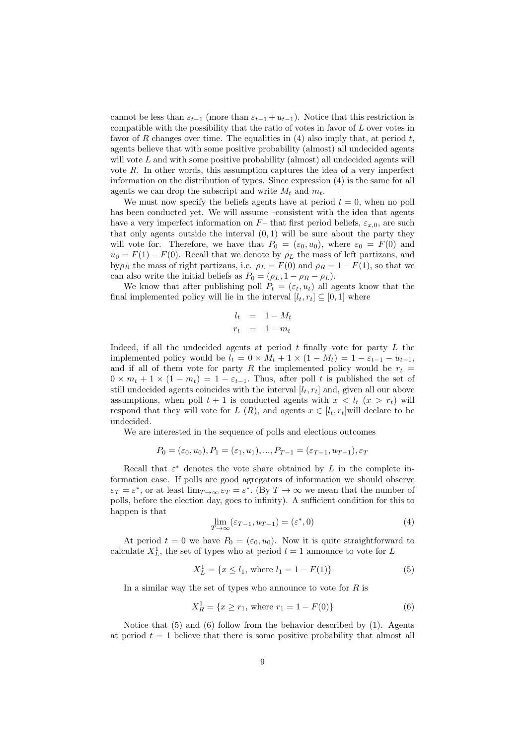cannot be less than $\varepsilon_{t-1}$ (more than $\varepsilon_{t-1} + u_{t-1}$). Notice that this restriction is compatible with the possibility that the ratio of votes in favor of $L$ over votes in favor of $R$ changes over time. The equalities in (4) also imply that, at period $t$, agents believe that with some positive probability (almost) all undecided agents will vote $L$ and with some positive probability (almost) all undecided agents will vote $R$. In other words, this assumption captures the idea of a very imperfect information on the distribution of types. Since expression (4) is the same for all agents we can drop the subscript and write $M_t$ and $m_t$.

We must now specify the beliefs agents have at period $t = 0$, when no poll has been conducted yet. We will assume –consistent with the idea that agents have a very imperfect information on $F$– that first period beliefs, $\varepsilon_{x,0}$, are such that only agents outside the interval $(0, 1)$ will be sure about the party they will vote for. Therefore, we have that $P_0 = (\varepsilon_0, u_0)$, where $\varepsilon_0 = F(0)$ and $u_0 = F(1) - F(0)$. Recall that we denote by $\rho_L$ the mass of left partizans, and by$\rho_R$ the mass of right partizans, i.e. $\rho_L = F(0)$ and $\rho_R = 1 - F(1)$, so that we can also write the initial beliefs as $P_0 = (\rho_L, 1 - \rho_R - \rho_L)$.

We know that after publishing poll $P_t = (\varepsilon_t, u_t)$ all agents know that the final implemented policy will lie in the interval $[l_t, r_t] \subseteq [0, 1]$ where

$$
\begin{aligned}
l_t &= 1 - M_t \\
r_t &= 1 - m_t
\end{aligned}
$$

Indeed, if all the undecided agents at period $t$ finally vote for party $L$ the implemented policy would be $l_t = 0 \times M_t + 1 \times (1 - M_t) = 1 - \varepsilon_{t-1} - u_{t-1}$, and if all of them vote for party $R$ the implemented policy would be $r_t = 0 \times m_t + 1 \times (1 - m_t) = 1 - \varepsilon_{t-1}$. Thus, after poll $t$ is published the set of still undecided agents coincides with the interval $[l_t, r_t]$ and, given all our above assumptions, when poll $t + 1$ is conducted agents with $x < l_t$ ($x > r_t$) will respond that they will vote for $L$ ($R$), and agents $x \in [l_t, r_t]$will declare to be undecided.

We are interested in the sequence of polls and elections outcomes

$$
P_0 = (\varepsilon_0, u_0), P_1 = (\varepsilon_1, u_1), ..., P_{T-1} = (\varepsilon_{T-1}, u_{T-1}), \varepsilon_T
$$

Recall that $\varepsilon^*$ denotes the vote share obtained by $L$ in the complete information case. If polls are good agregators of information we should observe $\varepsilon_T = \varepsilon^*$, or at least $\lim_{T\to\infty} \varepsilon_T = \varepsilon^*$. (By $T \to \infty$ we mean that the number of polls, before the election day, goes to infinity). A sufficient condition for this to happen is that

$$
\lim_{T\to\infty} (\varepsilon_{T-1}, u_{T-1}) = (\varepsilon^*, 0) \tag{4}
$$

At period $t = 0$ we have $P_0 = (\varepsilon_0, u_0)$. Now it is quite straightforward to calculate $X_L^1$, the set of types who at period $t = 1$ announce to vote for $L$

$$
X_L^1 = \{x \leq l_1, \text{ where } l_1 = 1 - F(1)\} \tag{5}
$$

In a similar way the set of types who announce to vote for $R$ is

$$
X_R^1 = \{x \geq r_1, \text{ where } r_1 = 1 - F(0)\} \tag{6}
$$

Notice that (5) and (6) follow from the behavior described by (1). Agents at period $t = 1$ believe that there is some positive probability that almost all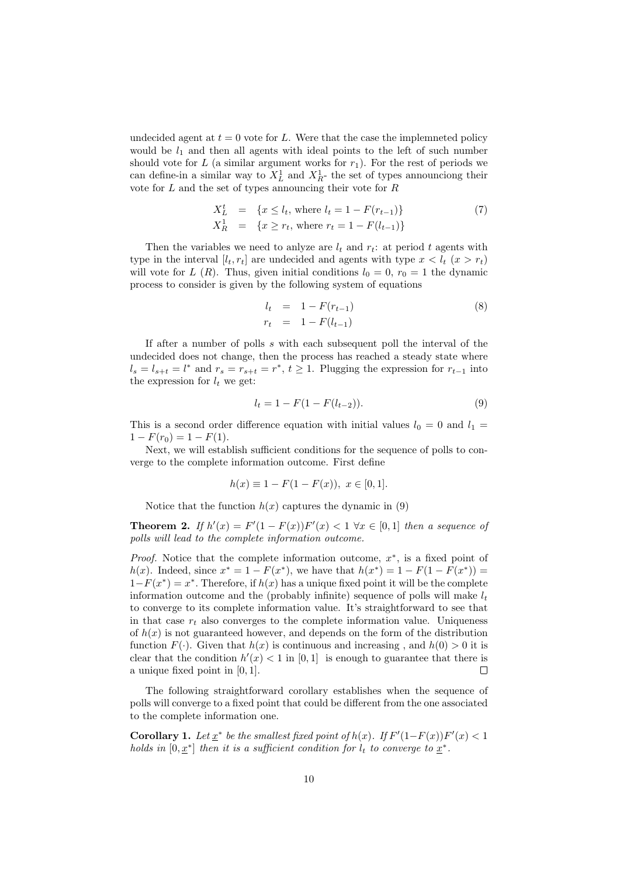undecided agent at $t = 0$ vote for $L$. Were that the case the implemneted policy would be $l_1$ and then all agents with ideal points to the left of such number should vote for $L$ (a similar argument works for $r_1$). For the rest of periods we can define-in a similar way to $X_L^1$ and $X_R^1$- the set of types announciong their vote for $L$ and the set of types announcing their vote for $R$

$$
\begin{aligned}
X_L^t &= \{x \leq l_t, \text{ where } l_t = 1 - F(r_{t-1})\} \\
X_R^1 &= \{x \geq r_t, \text{ where } r_t = 1 - F(l_{t-1})\}
\end{aligned}
\tag{7}
$$

Then the variables we need to anlyze are $l_t$ and $r_t$: at period $t$ agents with type in the interval $[l_t, r_t]$ are undecided and agents with type $x < l_t$ ($x > r_t$) will vote for $L$ ($R$). Thus, given initial conditions $l_0 = 0$, $r_0 = 1$ the dynamic process to consider is given by the following system of equations

$$
\begin{aligned}
l_t &= 1 - F(r_{t-1}) \\
r_t &= 1 - F(l_{t-1})
\end{aligned}
\tag{8}
$$

If after a number of polls $s$ with each subsequent poll the interval of the undecided does not change, then the process has reached a steady state where $l_s = l_{s+t} = l^*$ and $r_s = r_{s+t} = r^*$, $t \geq 1$. Plugging the expression for $r_{t-1}$ into the expression for $l_t$ we get:

$$
l_t = 1 - F(1 - F(l_{t-2})). \tag{9}
$$

This is a second order difference equation with initial values $l_0 = 0$ and $l_1 = 1 - F(r_0) = 1 - F(1)$.

Next, we will establish sufficient conditions for the sequence of polls to converge to the complete information outcome. First define

$$
h(x) \equiv 1 - F(1 - F(x)), \; x \in [0, 1].
$$

Notice that the function $h(x)$ captures the dynamic in (9)

**Theorem 2.** *If $h'(x) = F'(1 - F(x))F'(x) < 1 \; \forall x \in [0, 1]$ then a sequence of polls will lead to the complete information outcome.*

*Proof.* Notice that the complete information outcome, $x^*$, is a fixed point of $h(x)$. Indeed, since $x^* = 1 - F(x^*)$, we have that $h(x^*) = 1 - F(1 - F(x^*)) = 1 - F(x^*) = x^*$. Therefore, if $h(x)$ has a unique fixed point it will be the complete information outcome and the (probably infinite) sequence of polls will make $l_t$ to converge to its complete information value. It's straightforward to see that in that case $r_t$ also converges to the complete information value. Uniqueness of $h(x)$ is not guaranteed however, and depends on the form of the distribution function $F(\cdot)$. Given that $h(x)$ is continuous and increasing , and $h(0) > 0$ it is clear that the condition $h'(x) < 1$ in $[0, 1]$ is enough to guarantee that there is a unique fixed point in $[0, 1]$. ◻

The following straightforward corollary establishes when the sequence of polls will converge to a fixed point that could be different from the one associated to the complete information one.

**Corollary 1.** *Let $\underline{x}^*$ be the smallest fixed point of $h(x)$. If $F'(1 - F(x))F'(x) < 1$ holds in $[0, \underline{x}^*]$ then it is a sufficient condition for $l_t$ to converge to $\underline{x}^*$.*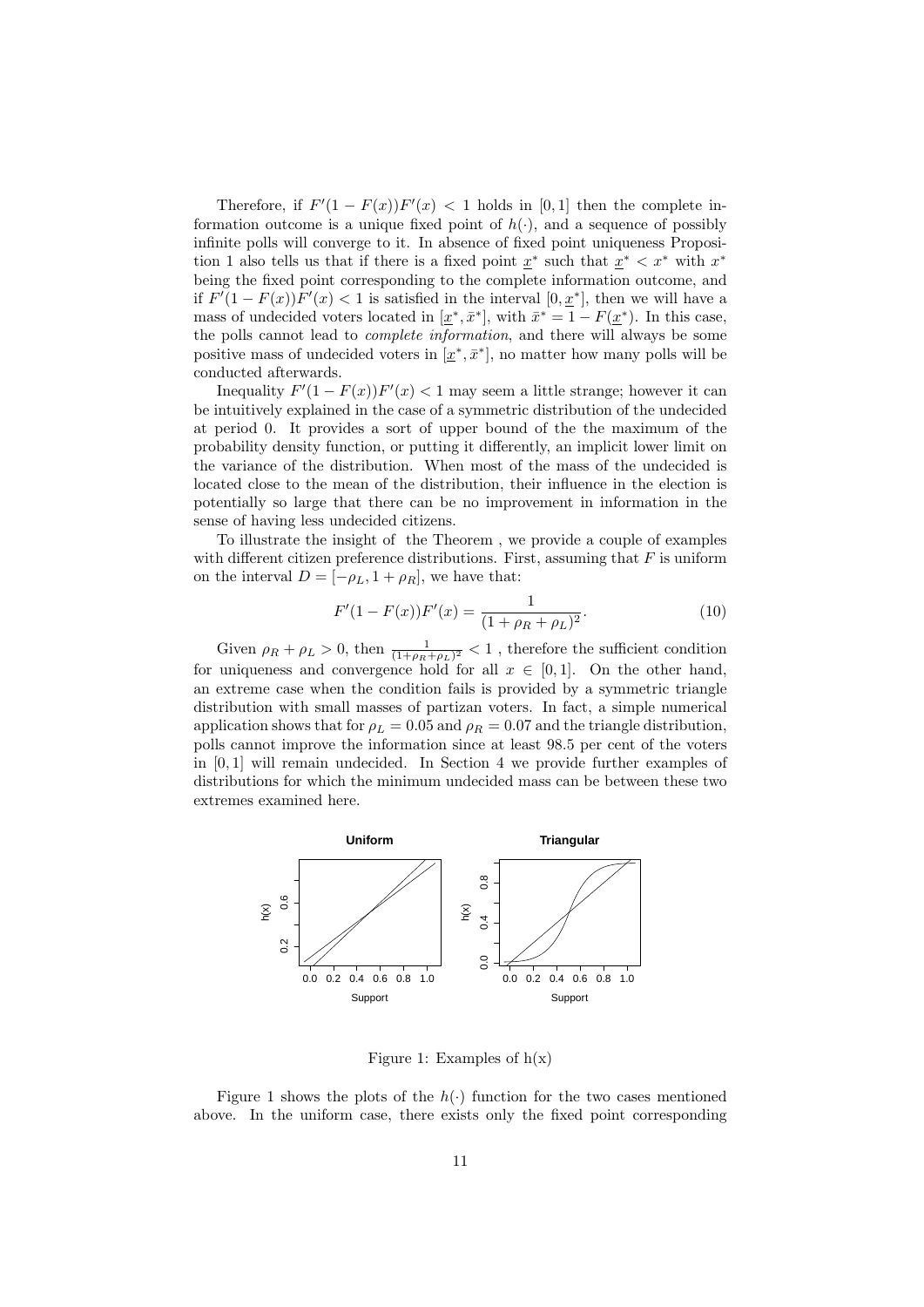Therefore, if $F'(1 - F(x))F'(x) < 1$ holds in $[0, 1]$ then the complete information outcome is a unique fixed point of $h(\cdot)$, and a sequence of possibly infinite polls will converge to it. In absence of fixed point uniqueness Proposition 1 also tells us that if there is a fixed point $\underline{x}^*$ such that $\underline{x}^* < x^*$ with $x^*$ being the fixed point corresponding to the complete information outcome, and if $F'(1 - F(x))F'(x) < 1$ is satisfied in the interval $[0, \underline{x}^*]$, then we will have a mass of undecided voters located in $[\underline{x}^*, \bar{x}^*]$, with $\bar{x}^* = 1 - F(\underline{x}^*)$. In this case, the polls cannot lead to *complete information*, and there will always be some positive mass of undecided voters in $[\underline{x}^*, \bar{x}^*]$, no matter how many polls will be conducted afterwards.

Inequality $F'(1 - F(x))F'(x) < 1$ may seem a little strange; however it can be intuitively explained in the case of a symmetric distribution of the undecided at period 0. It provides a sort of upper bound of the the maximum of the probability density function, or putting it differently, an implicit lower limit on the variance of the distribution. When most of the mass of the undecided is located close to the mean of the distribution, their influence in the election is potentially so large that there can be no improvement in information in the sense of having less undecided citizens.

To illustrate the insight of the Theorem , we provide a couple of examples with different citizen preference distributions. First, assuming that $F$ is uniform on the interval $D = [-\rho_L, 1 + \rho_R]$, we have that:

$$F'(1 - F(x))F'(x) = \frac{1}{(1 + \rho_R + \rho_L)^2}. \tag{10}$$

Given $\rho_R + \rho_L > 0$, then $\frac{1}{(1+\rho_R+\rho_L)^2} < 1$ , therefore the sufficient condition for uniqueness and convergence hold for all $x \in [0, 1]$. On the other hand, an extreme case when the condition fails is provided by a symmetric triangle distribution with small masses of partizan voters. In fact, a simple numerical application shows that for $\rho_L = 0.05$ and $\rho_R = 0.07$ and the triangle distribution, polls cannot improve the information since at least 98.5 per cent of the voters in $[0, 1]$ will remain undecided. In Section 4 we provide further examples of distributions for which the minimum undecided mass can be between these two extremes examined here.

Figure 1: Examples of h(x)

Figure 1 shows the plots of the $h(\cdot)$ function for the two cases mentioned above. In the uniform case, there exists only the fixed point corresponding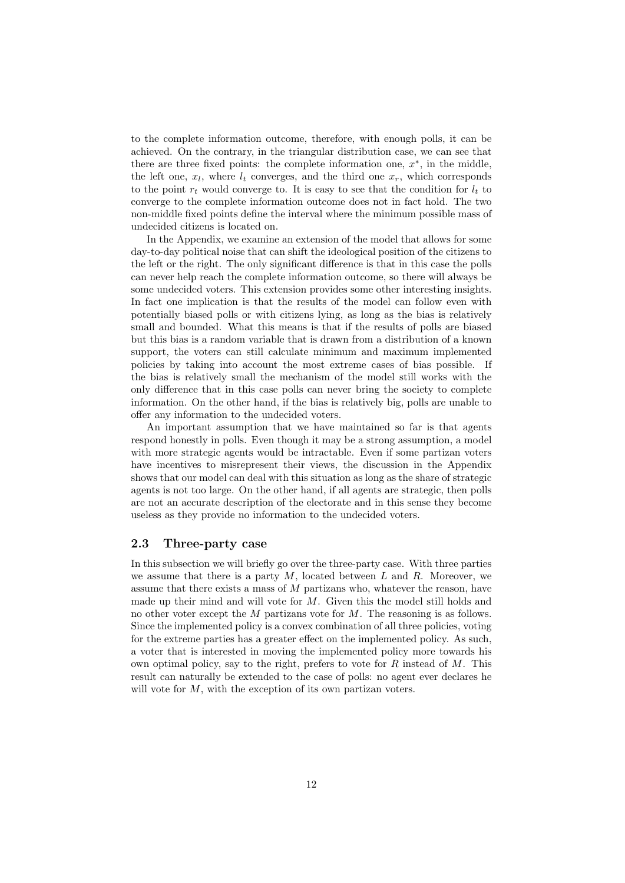to the complete information outcome, therefore, with enough polls, it can be achieved. On the contrary, in the triangular distribution case, we can see that there are three fixed points: the complete information one, $x^*$, in the middle, the left one, $x_l$, where $l_t$ converges, and the third one $x_r$, which corresponds to the point $r_t$ would converge to. It is easy to see that the condition for $l_t$ to converge to the complete information outcome does not in fact hold. The two non-middle fixed points define the interval where the minimum possible mass of undecided citizens is located on.

In the Appendix, we examine an extension of the model that allows for some day-to-day political noise that can shift the ideological position of the citizens to the left or the right. The only significant difference is that in this case the polls can never help reach the complete information outcome, so there will always be some undecided voters. This extension provides some other interesting insights. In fact one implication is that the results of the model can follow even with potentially biased polls or with citizens lying, as long as the bias is relatively small and bounded. What this means is that if the results of polls are biased but this bias is a random variable that is drawn from a distribution of a known support, the voters can still calculate minimum and maximum implemented policies by taking into account the most extreme cases of bias possible. If the bias is relatively small the mechanism of the model still works with the only difference that in this case polls can never bring the society to complete information. On the other hand, if the bias is relatively big, polls are unable to offer any information to the undecided voters.

An important assumption that we have maintained so far is that agents respond honestly in polls. Even though it may be a strong assumption, a model with more strategic agents would be intractable. Even if some partizan voters have incentives to misrepresent their views, the discussion in the Appendix shows that our model can deal with this situation as long as the share of strategic agents is not too large. On the other hand, if all agents are strategic, then polls are not an accurate description of the electorate and in this sense they become useless as they provide no information to the undecided voters.

### 2.3 Three-party case

In this subsection we will briefly go over the three-party case. With three parties we assume that there is a party $M$, located between $L$ and $R$. Moreover, we assume that there exists a mass of $M$ partizans who, whatever the reason, have made up their mind and will vote for $M$. Given this the model still holds and no other voter except the $M$ partizans vote for $M$. The reasoning is as follows. Since the implemented policy is a convex combination of all three policies, voting for the extreme parties has a greater effect on the implemented policy. As such, a voter that is interested in moving the implemented policy more towards his own optimal policy, say to the right, prefers to vote for $R$ instead of $M$. This result can naturally be extended to the case of polls: no agent ever declares he will vote for $M$, with the exception of its own partizan voters.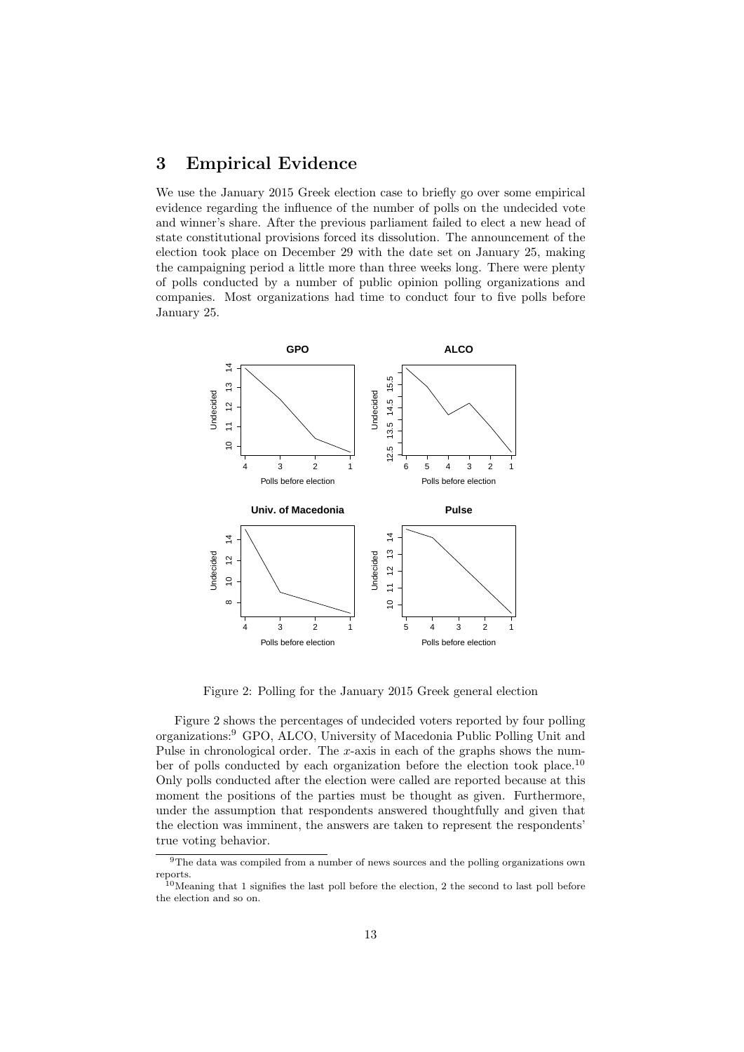## 3 Empirical Evidence

We use the January 2015 Greek election case to briefly go over some empirical evidence regarding the influence of the number of polls on the undecided vote and winner's share. After the previous parliament failed to elect a new head of state constitutional provisions forced its dissolution. The announcement of the election took place on December 29 with the date set on January 25, making the campaigning period a little more than three weeks long. There were plenty of polls conducted by a number of public opinion polling organizations and companies. Most organizations had time to conduct four to five polls before January 25.

Figure 2: Polling for the January 2015 Greek general election

Figure 2 shows the percentages of undecided voters reported by four polling organizations:[9] GPO, ALCO, University of Macedonia Public Polling Unit and Pulse in chronological order. The $x$-axis in each of the graphs shows the number of polls conducted by each organization before the election took place.[10] Only polls conducted after the election were called are reported because at this moment the positions of the parties must be thought as given. Furthermore, under the assumption that respondents answered thoughtfully and given that the election was imminent, the answers are taken to represent the respondents' true voting behavior.

[9] The data was compiled from a number of news sources and the polling organizations own reports.

[10] Meaning that 1 signifies the last poll before the election, 2 the second to last poll before the election and so on.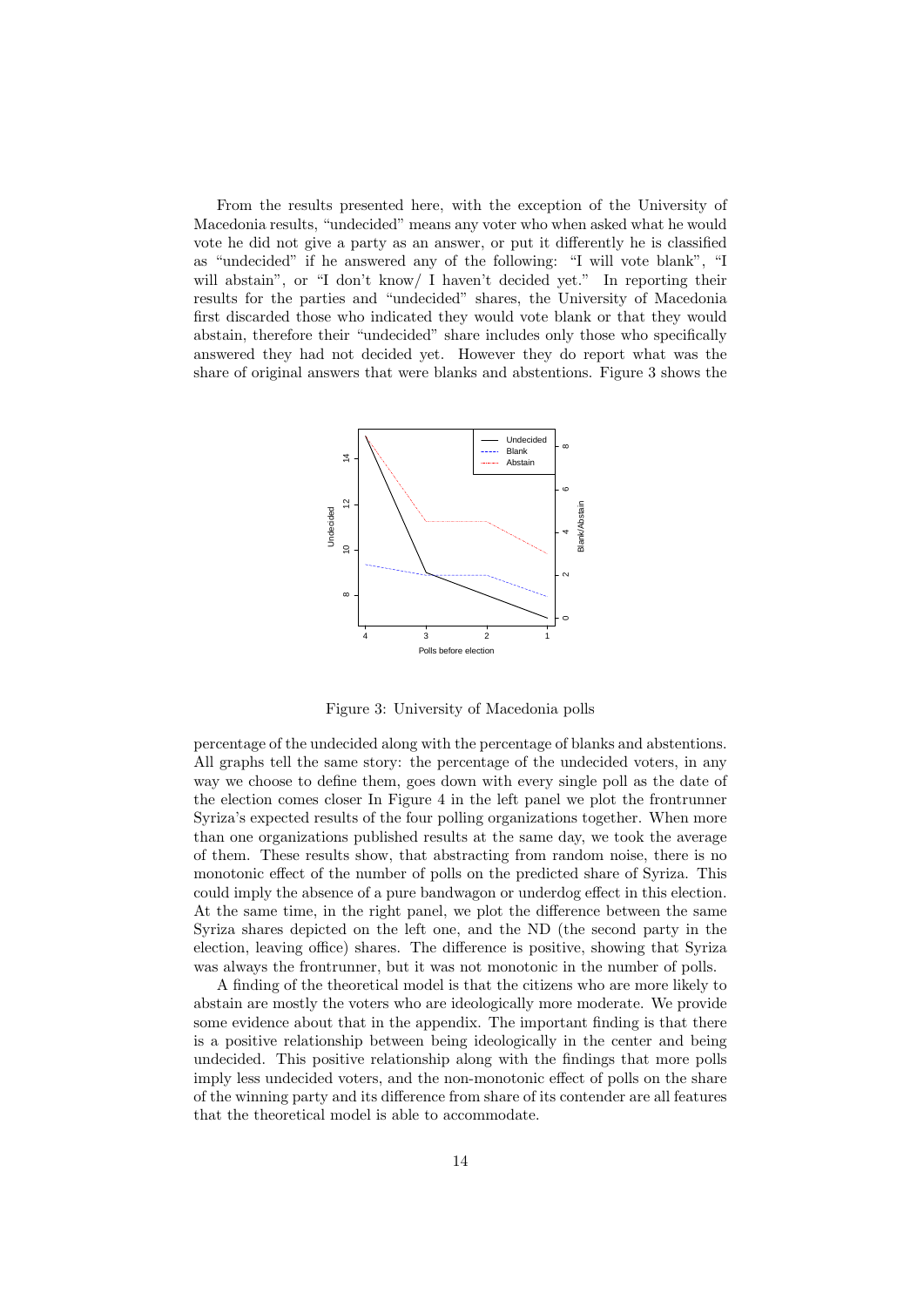From the results presented here, with the exception of the University of Macedonia results, "undecided" means any voter who when asked what he would vote he did not give a party as an answer, or put it differently he is classified as "undecided" if he answered any of the following: "I will vote blank", "I will abstain", or "I don't know/ I haven't decided yet." In reporting their results for the parties and "undecided" shares, the University of Macedonia first discarded those who indicated they would vote blank or that they would abstain, therefore their "undecided" share includes only those who specifically answered they had not decided yet. However they do report what was the share of original answers that were blanks and abstentions. Figure 3 shows the

Figure 3: University of Macedonia polls

percentage of the undecided along with the percentage of blanks and abstentions. All graphs tell the same story: the percentage of the undecided voters, in any way we choose to define them, goes down with every single poll as the date of the election comes closer In Figure 4 in the left panel we plot the frontrunner Syriza's expected results of the four polling organizations together. When more than one organizations published results at the same day, we took the average of them. These results show, that abstracting from random noise, there is no monotonic effect of the number of polls on the predicted share of Syriza. This could imply the absence of a pure bandwagon or underdog effect in this election. At the same time, in the right panel, we plot the difference between the same Syriza shares depicted on the left one, and the ND (the second party in the election, leaving office) shares. The difference is positive, showing that Syriza was always the frontrunner, but it was not monotonic in the number of polls.

A finding of the theoretical model is that the citizens who are more likely to abstain are mostly the voters who are ideologically more moderate. We provide some evidence about that in the appendix. The important finding is that there is a positive relationship between being ideologically in the center and being undecided. This positive relationship along with the findings that more polls imply less undecided voters, and the non-monotonic effect of polls on the share of the winning party and its difference from share of its contender are all features that the theoretical model is able to accommodate.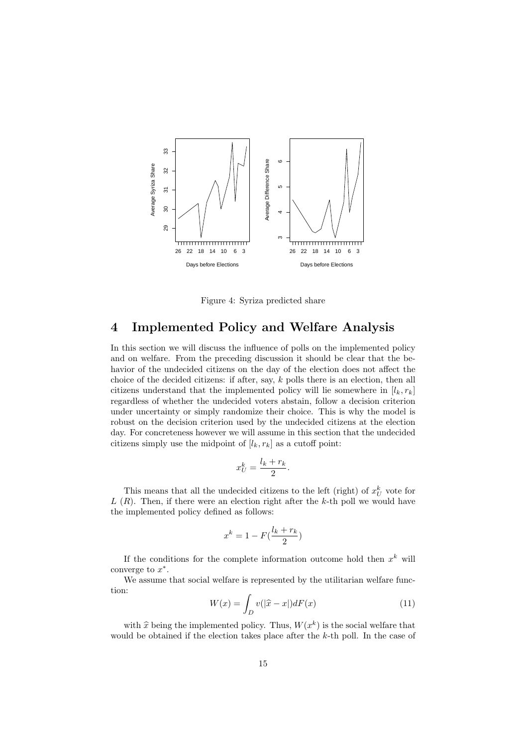Figure 4: Syriza predicted share

# 4 Implemented Policy and Welfare Analysis

In this section we will discuss the influence of polls on the implemented policy and on welfare. From the preceding discussion it should be clear that the behavior of the undecided citizens on the day of the election does not affect the choice of the decided citizens: if after, say, $k$ polls there is an election, then all citizens understand that the implemented policy will lie somewhere in $[l_k, r_k]$ regardless of whether the undecided voters abstain, follow a decision criterion under uncertainty or simply randomize their choice. This is why the model is robust on the decision criterion used by the undecided citizens at the election day. For concreteness however we will assume in this section that the undecided citizens simply use the midpoint of $[l_k, r_k]$ as a cutoff point:

$$x_U^k = \frac{l_k + r_k}{2}.$$

This means that all the undecided citizens to the left (right) of $x_U^k$ vote for $L$ ($R$). Then, if there were an election right after the $k$-th poll we would have the implemented policy defined as follows:

$$x^k = 1 - F(\frac{l_k + r_k}{2})$$

If the conditions for the complete information outcome hold then $x^k$ will converge to $x^*$.

We assume that social welfare is represented by the utilitarian welfare function:

$$W(x) = \int_D v(|\widehat{x} - x|)dF(x) \tag{11}$$

with $\widehat{x}$ being the implemented policy. Thus, $W(x^k)$ is the social welfare that would be obtained if the election takes place after the $k$-th poll. In the case of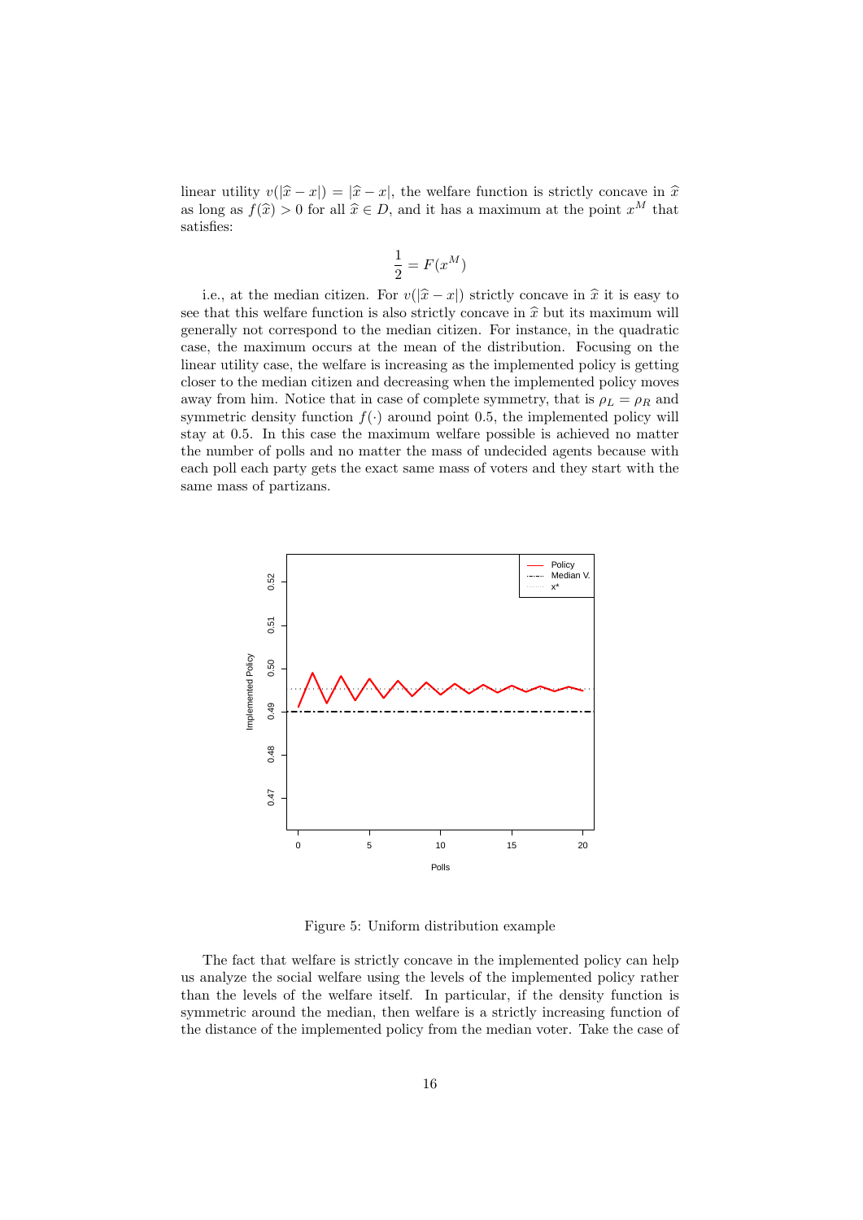linear utility $v(|\widehat{x} - x|) = |\widehat{x} - x|$, the welfare function is strictly concave in $\widehat{x}$ as long as $f(\widehat{x}) > 0$ for all $\widehat{x} \in D$, and it has a maximum at the point $x^M$ that satisfies:

$$\frac{1}{2} = F(x^M)$$

i.e., at the median citizen. For $v(|\widehat{x} - x|)$ strictly concave in $\widehat{x}$ it is easy to see that this welfare function is also strictly concave in $\widehat{x}$ but its maximum will generally not correspond to the median citizen. For instance, in the quadratic case, the maximum occurs at the mean of the distribution. Focusing on the linear utility case, the welfare is increasing as the implemented policy is getting closer to the median citizen and decreasing when the implemented policy moves away from him. Notice that in case of complete symmetry, that is $\rho_L = \rho_R$ and symmetric density function $f(\cdot)$ around point 0.5, the implemented policy will stay at 0.5. In this case the maximum welfare possible is achieved no matter the number of polls and no matter the mass of undecided agents because with each poll each party gets the exact same mass of voters and they start with the same mass of partizans.

Figure 5: Uniform distribution example

The fact that welfare is strictly concave in the implemented policy can help us analyze the social welfare using the levels of the implemented policy rather than the levels of the welfare itself. In particular, if the density function is symmetric around the median, then welfare is a strictly increasing function of the distance of the implemented policy from the median voter. Take the case of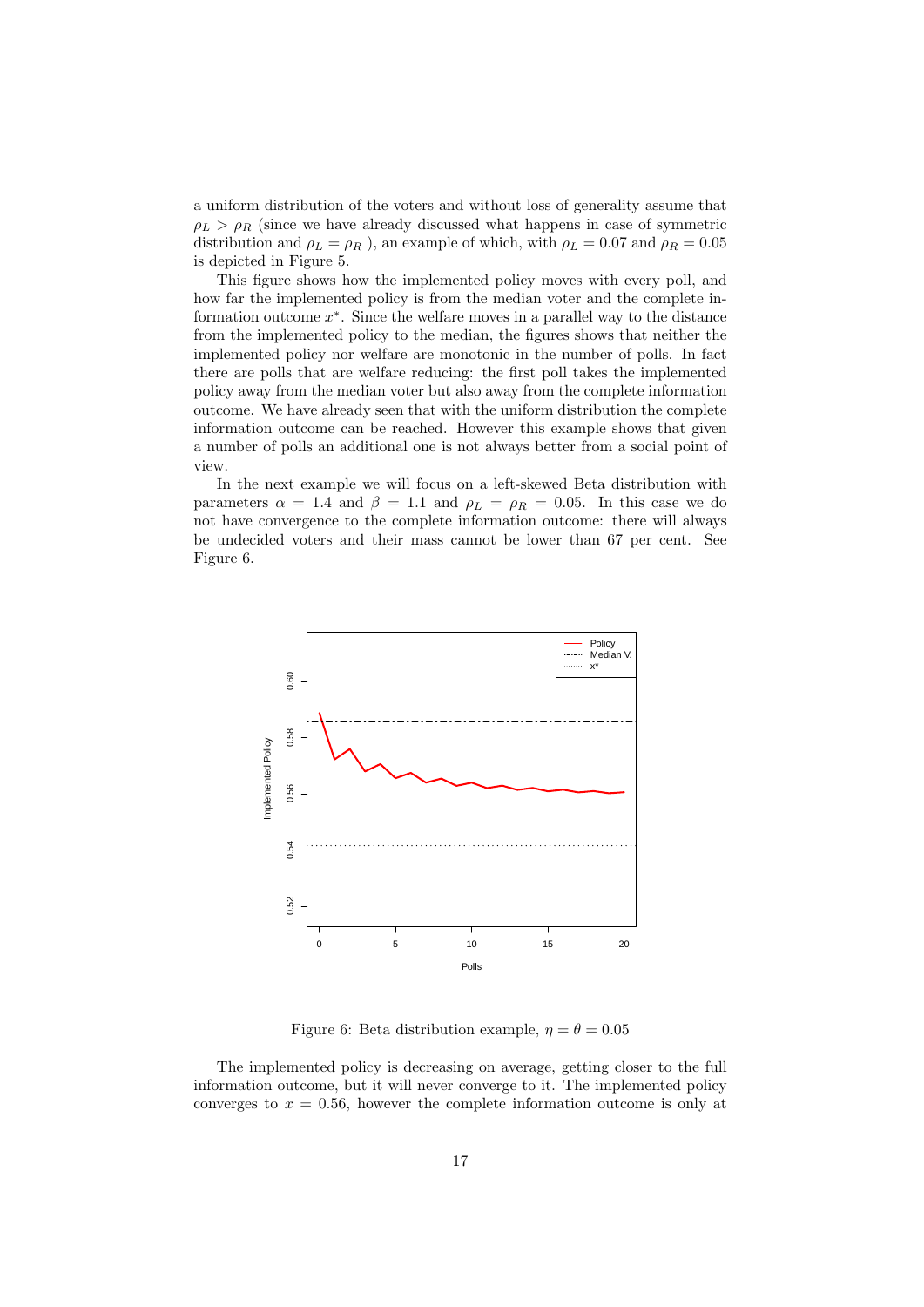a uniform distribution of the voters and without loss of generality assume that $\rho_L > \rho_R$ (since we have already discussed what happens in case of symmetric distribution and $\rho_L = \rho_R$ ), an example of which, with $\rho_L = 0.07$ and $\rho_R = 0.05$ is depicted in Figure 5.

This figure shows how the implemented policy moves with every poll, and how far the implemented policy is from the median voter and the complete information outcome $x^*$. Since the welfare moves in a parallel way to the distance from the implemented policy to the median, the figures shows that neither the implemented policy nor welfare are monotonic in the number of polls. In fact there are polls that are welfare reducing: the first poll takes the implemented policy away from the median voter but also away from the complete information outcome. We have already seen that with the uniform distribution the complete information outcome can be reached. However this example shows that given a number of polls an additional one is not always better from a social point of view.

In the next example we will focus on a left-skewed Beta distribution with parameters $\alpha = 1.4$ and $\beta = 1.1$ and $\rho_L = \rho_R = 0.05$. In this case we do not have convergence to the complete information outcome: there will always be undecided voters and their mass cannot be lower than 67 per cent. See Figure 6.

Figure 6: Beta distribution example, $\eta = \theta = 0.05$

The implemented policy is decreasing on average, getting closer to the full information outcome, but it will never converge to it. The implemented policy converges to $x = 0.56$, however the complete information outcome is only at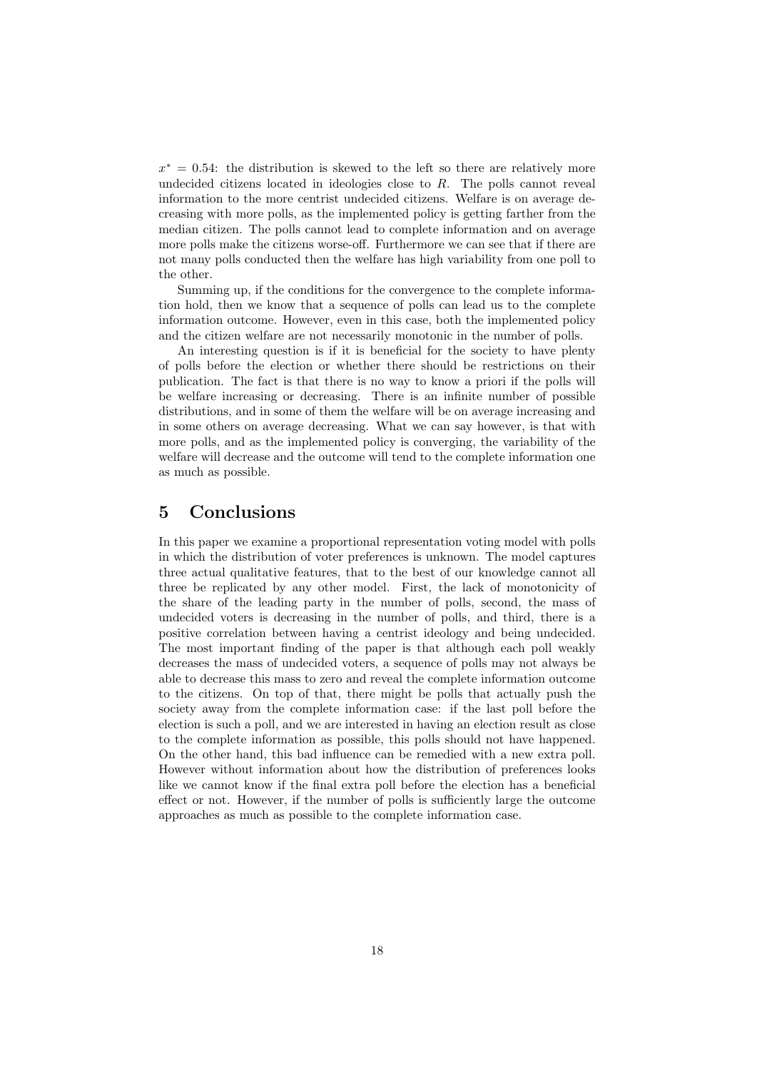$x^* = 0.54$: the distribution is skewed to the left so there are relatively more undecided citizens located in ideologies close to $R$. The polls cannot reveal information to the more centrist undecided citizens. Welfare is on average decreasing with more polls, as the implemented policy is getting farther from the median citizen. The polls cannot lead to complete information and on average more polls make the citizens worse-off. Furthermore we can see that if there are not many polls conducted then the welfare has high variability from one poll to the other.

Summing up, if the conditions for the convergence to the complete information hold, then we know that a sequence of polls can lead us to the complete information outcome. However, even in this case, both the implemented policy and the citizen welfare are not necessarily monotonic in the number of polls.

An interesting question is if it is beneficial for the society to have plenty of polls before the election or whether there should be restrictions on their publication. The fact is that there is no way to know a priori if the polls will be welfare increasing or decreasing. There is an infinite number of possible distributions, and in some of them the welfare will be on average increasing and in some others on average decreasing. What we can say however, is that with more polls, and as the implemented policy is converging, the variability of the welfare will decrease and the outcome will tend to the complete information one as much as possible.

## 5 Conclusions

In this paper we examine a proportional representation voting model with polls in which the distribution of voter preferences is unknown. The model captures three actual qualitative features, that to the best of our knowledge cannot all three be replicated by any other model. First, the lack of monotonicity of the share of the leading party in the number of polls, second, the mass of undecided voters is decreasing in the number of polls, and third, there is a positive correlation between having a centrist ideology and being undecided. The most important finding of the paper is that although each poll weakly decreases the mass of undecided voters, a sequence of polls may not always be able to decrease this mass to zero and reveal the complete information outcome to the citizens. On top of that, there might be polls that actually push the society away from the complete information case: if the last poll before the election is such a poll, and we are interested in having an election result as close to the complete information as possible, this polls should not have happened. On the other hand, this bad influence can be remedied with a new extra poll. However without information about how the distribution of preferences looks like we cannot know if the final extra poll before the election has a beneficial effect or not. However, if the number of polls is sufficiently large the outcome approaches as much as possible to the complete information case.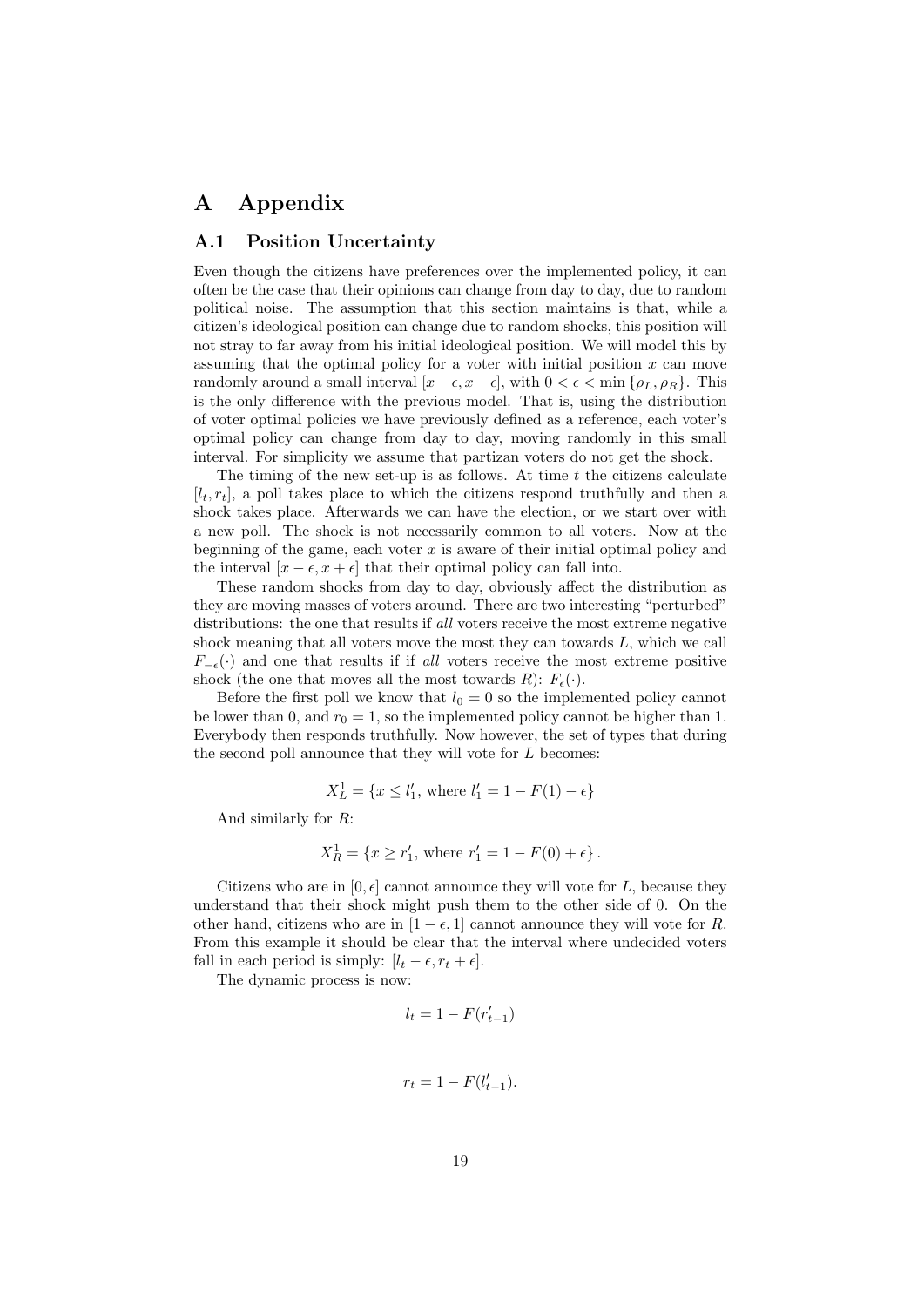# A Appendix

## A.1 Position Uncertainty

Even though the citizens have preferences over the implemented policy, it can often be the case that their opinions can change from day to day, due to random political noise. The assumption that this section maintains is that, while a citizen's ideological position can change due to random shocks, this position will not stray to far away from his initial ideological position. We will model this by assuming that the optimal policy for a voter with initial position $x$ can move randomly around a small interval $[x - \epsilon, x + \epsilon]$, with $0 < \epsilon < \min\{\rho_L, \rho_R\}$. This is the only difference with the previous model. That is, using the distribution of voter optimal policies we have previously defined as a reference, each voter's optimal policy can change from day to day, moving randomly in this small interval. For simplicity we assume that partizan voters do not get the shock.

The timing of the new set-up is as follows. At time $t$ the citizens calculate $[l_t, r_t]$, a poll takes place to which the citizens respond truthfully and then a shock takes place. Afterwards we can have the election, or we start over with a new poll. The shock is not necessarily common to all voters. Now at the beginning of the game, each voter $x$ is aware of their initial optimal policy and the interval $[x - \epsilon, x + \epsilon]$ that their optimal policy can fall into.

These random shocks from day to day, obviously affect the distribution as they are moving masses of voters around. There are two interesting "perturbed" distributions: the one that results if *all* voters receive the most extreme negative shock meaning that all voters move the most they can towards $L$, which we call $F_{-\epsilon}(\cdot)$ and one that results if if *all* voters receive the most extreme positive shock (the one that moves all the most towards $R$): $F_{\epsilon}(\cdot)$.

Before the first poll we know that $l_0 = 0$ so the implemented policy cannot be lower than 0, and $r_0 = 1$, so the implemented policy cannot be higher than 1. Everybody then responds truthfully. Now however, the set of types that during the second poll announce that they will vote for $L$ becomes:

$$X_L^1 = \{x \leq l_1', \text{ where } l_1' = 1 - F(1) - \epsilon\}$$

And similarly for $R$:

$$X_R^1 = \{x \geq r_1', \text{ where } r_1' = 1 - F(0) + \epsilon\}.$$

Citizens who are in $[0, \epsilon]$ cannot announce they will vote for $L$, because they understand that their shock might push them to the other side of 0. On the other hand, citizens who are in $[1 - \epsilon, 1]$ cannot announce they will vote for $R$. From this example it should be clear that the interval where undecided voters fall in each period is simply: $[l_t - \epsilon, r_t + \epsilon]$.

The dynamic process is now:

$$l_t = 1 - F(r_{t-1}')$$

$$r_t = 1 - F(l_{t-1}').$$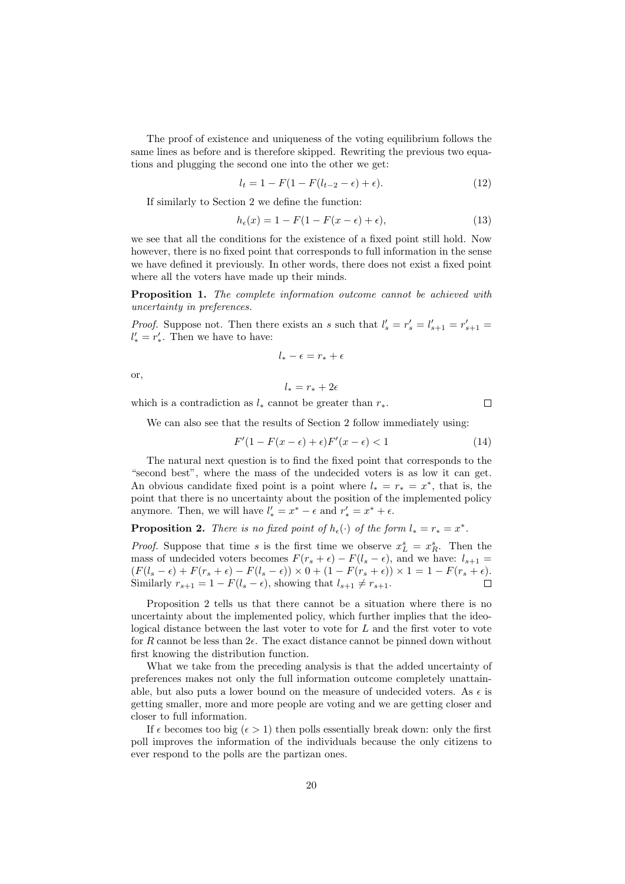The proof of existence and uniqueness of the voting equilibrium follows the same lines as before and is therefore skipped. Rewriting the previous two equations and plugging the second one into the other we get:

$$l_t = 1 - F(1 - F(l_{t-2} - \epsilon) + \epsilon). \tag{12}$$

If similarly to Section 2 we define the function:

$$h_\epsilon(x) = 1 - F(1 - F(x - \epsilon) + \epsilon), \tag{13}$$

we see that all the conditions for the existence of a fixed point still hold. Now however, there is no fixed point that corresponds to full information in the sense we have defined it previously. In other words, there does not exist a fixed point where all the voters have made up their minds.

**Proposition 1.** *The complete information outcome cannot be achieved with uncertainty in preferences.*

*Proof.* Suppose not. Then there exists an $s$ such that $l'_s = r'_s = l'_{s+1} = r'_{s+1} = l'_* = r'_*$. Then we have to have:

$$l_* - \epsilon = r_* + \epsilon$$

or,

$$l_* = r_* + 2\epsilon$$

which is a contradiction as $l_*$ cannot be greater than $r_*$. □

We can also see that the results of Section 2 follow immediately using:

$$F'(1 - F(x - \epsilon) + \epsilon)F'(x - \epsilon) < 1 \tag{14}$$

The natural next question is to find the fixed point that corresponds to the "second best", where the mass of the undecided voters is as low it can get. An obvious candidate fixed point is a point where $l_* = r_* = x^*$, that is, the point that there is no uncertainty about the position of the implemented policy anymore. Then, we will have $l'_* = x^* - \epsilon$ and $r'_* = x^* + \epsilon$.

**Proposition 2.** *There is no fixed point of $h_\epsilon(\cdot)$ of the form $l_* = r_* = x^*$.*

*Proof.* Suppose that time $s$ is the first time we observe $x_L^s = x_R^s$. Then the mass of undecided voters becomes $F(r_s + \epsilon) - F(l_s - \epsilon)$, and we have: $l_{s+1} = (F(l_s - \epsilon) + F(r_s + \epsilon) - F(l_s - \epsilon)) \times 0 + (1 - F(r_s + \epsilon)) \times 1 = 1 - F(r_s + \epsilon)$. Similarly $r_{s+1} = 1 - F(l_s - \epsilon)$, showing that $l_{s+1} \neq r_{s+1}$. □

Proposition 2 tells us that there cannot be a situation where there is no uncertainty about the implemented policy, which further implies that the ideological distance between the last voter to vote for $L$ and the first voter to vote for $R$ cannot be less than $2\epsilon$. The exact distance cannot be pinned down without first knowing the distribution function.

What we take from the preceding analysis is that the added uncertainty of preferences makes not only the full information outcome completely unattainable, but also puts a lower bound on the measure of undecided voters. As $\epsilon$ is getting smaller, more and more people are voting and we are getting closer and closer to full information.

If $\epsilon$ becomes too big ($\epsilon > 1$) then polls essentially break down: only the first poll improves the information of the individuals because the only citizens to ever respond to the polls are the partizan ones.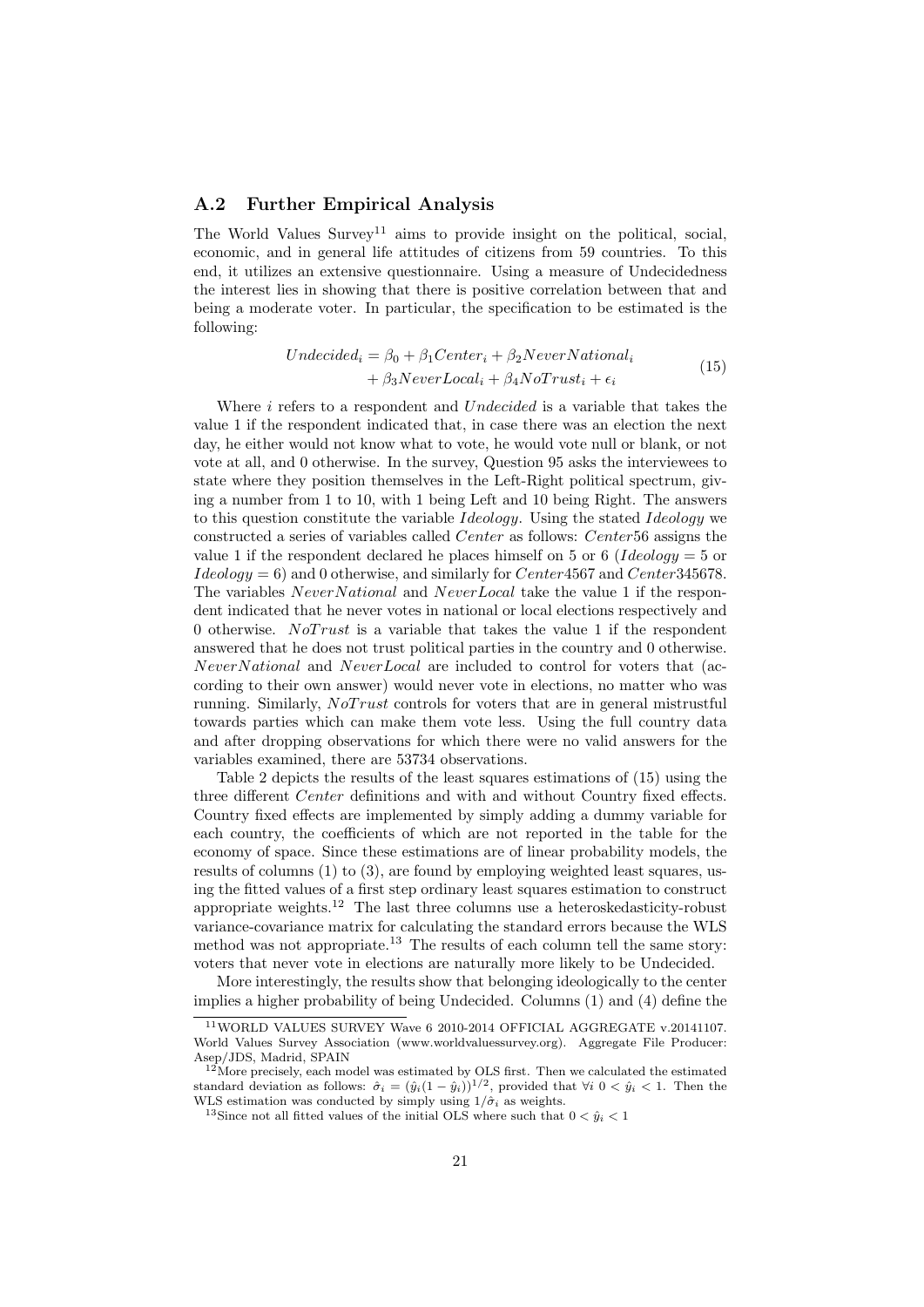## A.2 Further Empirical Analysis

The World Values Survey[11] aims to provide insight on the political, social, economic, and in general life attitudes of citizens from 59 countries. To this end, it utilizes an extensive questionnaire. Using a measure of Undecidedness the interest lies in showing that there is positive correlation between that and being a moderate voter. In particular, the specification to be estimated is the following:

$$\begin{aligned} Undecided_i = \beta_0 + \beta_1 Center_i + \beta_2 NeverNational_i \\ + \beta_3 NeverLocal_i + \beta_4 NoTrust_i + \epsilon_i \end{aligned} \tag{15}$$

Where $i$ refers to a respondent and $Undecided$ is a variable that takes the value 1 if the respondent indicated that, in case there was an election the next day, he either would not know what to vote, he would vote null or blank, or not vote at all, and 0 otherwise. In the survey, Question 95 asks the interviewees to state where they position themselves in the Left-Right political spectrum, giving a number from 1 to 10, with 1 being Left and 10 being Right. The answers to this question constitute the variable $Ideology$. Using the stated $Ideology$ we constructed a series of variables called $Center$ as follows: $Center56$ assigns the value 1 if the respondent declared he places himself on 5 or 6 ($Ideology = 5$ or $Ideology = 6$) and 0 otherwise, and similarly for $Center4567$ and $Center345678$. The variables $NeverNational$ and $NeverLocal$ take the value 1 if the respondent indicated that he never votes in national or local elections respectively and 0 otherwise. $NoTrust$ is a variable that takes the value 1 if the respondent answered that he does not trust political parties in the country and 0 otherwise. $NeverNational$ and $NeverLocal$ are included to control for voters that (according to their own answer) would never vote in elections, no matter who was running. Similarly, $NoTrust$ controls for voters that are in general mistrustful towards parties which can make them vote less. Using the full country data and after dropping observations for which there were no valid answers for the variables examined, there are 53734 observations.

Table 2 depicts the results of the least squares estimations of (15) using the three different $Center$ definitions and with and without Country fixed effects. Country fixed effects are implemented by simply adding a dummy variable for each country, the coefficients of which are not reported in the table for the economy of space. Since these estimations are of linear probability models, the results of columns (1) to (3), are found by employing weighted least squares, using the fitted values of a first step ordinary least squares estimation to construct appropriate weights.[12] The last three columns use a heteroskedasticity-robust variance-covariance matrix for calculating the standard errors because the WLS method was not appropriate.[13] The results of each column tell the same story: voters that never vote in elections are naturally more likely to be Undecided.

More interestingly, the results show that belonging ideologically to the center implies a higher probability of being Undecided. Columns (1) and (4) define the

[11] WORLD VALUES SURVEY Wave 6 2010-2014 OFFICIAL AGGREGATE v.20141107. World Values Survey Association (www.worldvaluessurvey.org). Aggregate File Producer: Asep/JDS, Madrid, SPAIN

[12] More precisely, each model was estimated by OLS first. Then we calculated the estimated standard deviation as follows: $\hat{\sigma}_i = (\hat{y}_i(1 - \hat{y}_i))^{1/2}$, provided that $\forall i \; 0 < \hat{y}_i < 1$. Then the WLS estimation was conducted by simply using $1/\hat{\sigma}_i$ as weights.

[13] Since not all fitted values of the initial OLS where such that $0 < \hat{y}_i < 1$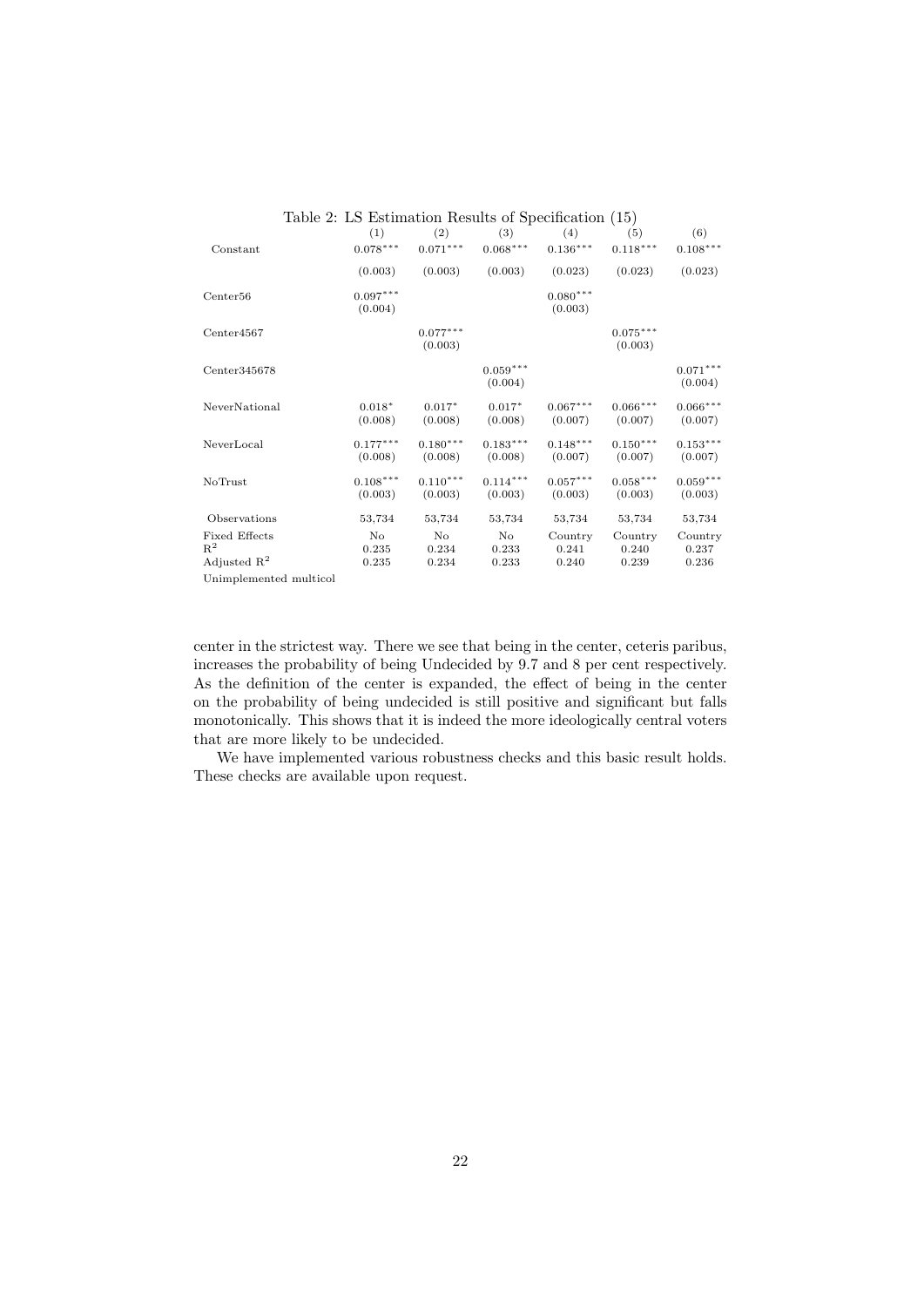Table 2: LS Estimation Results of Specification (15)

| | (1) | (2) | (3) | (4) | (5) | (6) |
|---|---|---|---|---|---|---|
| Constant | 0.078*** | 0.071*** | 0.068*** | 0.136*** | 0.118*** | 0.108*** |
| | (0.003) | (0.003) | (0.003) | (0.023) | (0.023) | (0.023) |
| Center56 | 0.097*** | | | 0.080*** | | |
| | (0.004) | | | (0.003) | | |
| Center4567 | | 0.077*** | | | 0.075*** | |
| | | (0.003) | | | (0.003) | |
| Center345678 | | | 0.059*** | | | 0.071*** |
| | | | (0.004) | | | (0.004) |
| NeverNational | 0.018* | 0.017* | 0.017* | 0.067*** | 0.066*** | 0.066*** |
| | (0.008) | (0.008) | (0.008) | (0.007) | (0.007) | (0.007) |
| NeverLocal | 0.177*** | 0.180*** | 0.183*** | 0.148*** | 0.150*** | 0.153*** |
| | (0.008) | (0.008) | (0.008) | (0.007) | (0.007) | (0.007) |
| NoTrust | 0.108*** | 0.110*** | 0.114*** | 0.057*** | 0.058*** | 0.059*** |
| | (0.003) | (0.003) | (0.003) | (0.003) | (0.003) | (0.003) |
| Observations | 53,734 | 53,734 | 53,734 | 53,734 | 53,734 | 53,734 |
| Fixed Effects | No | No | No | Country | Country | Country |
| $R^2$ | 0.235 | 0.234 | 0.233 | 0.241 | 0.240 | 0.237 |
| Adjusted $R^2$ | 0.235 | 0.234 | 0.233 | 0.240 | 0.239 | 0.236 |

Unimplemented multicol

center in the strictest way. There we see that being in the center, ceteris paribus, increases the probability of being Undecided by 9.7 and 8 per cent respectively. As the definition of the center is expanded, the effect of being in the center on the probability of being undecided is still positive and significant but falls monotonically. This shows that it is indeed the more ideologically central voters that are more likely to be undecided.

We have implemented various robustness checks and this basic result holds. These checks are available upon request.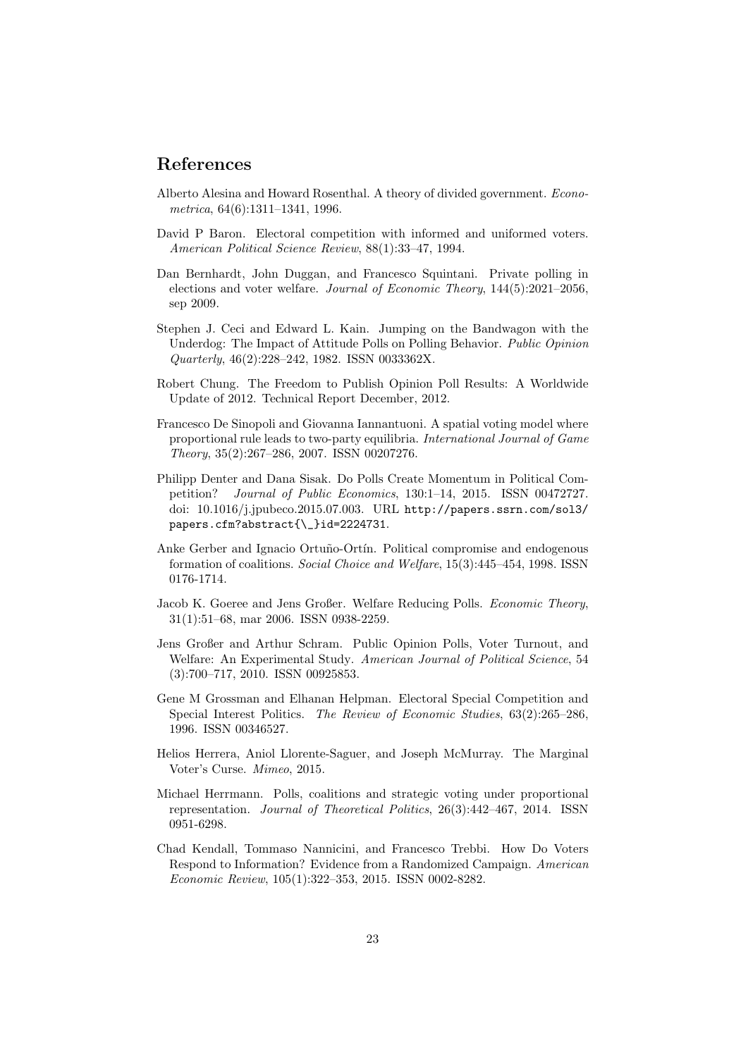## References

Alberto Alesina and Howard Rosenthal. A theory of divided government. *Econometrica*, 64(6):1311–1341, 1996.

David P Baron. Electoral competition with informed and uniformed voters. *American Political Science Review*, 88(1):33–47, 1994.

Dan Bernhardt, John Duggan, and Francesco Squintani. Private polling in elections and voter welfare. *Journal of Economic Theory*, 144(5):2021–2056, sep 2009.

Stephen J. Ceci and Edward L. Kain. Jumping on the Bandwagon with the Underdog: The Impact of Attitude Polls on Polling Behavior. *Public Opinion Quarterly*, 46(2):228–242, 1982. ISSN 0033362X.

Robert Chung. The Freedom to Publish Opinion Poll Results: A Worldwide Update of 2012. Technical Report December, 2012.

Francesco De Sinopoli and Giovanna Iannantuoni. A spatial voting model where proportional rule leads to two-party equilibria. *International Journal of Game Theory*, 35(2):267–286, 2007. ISSN 00207276.

Philipp Denter and Dana Sisak. Do Polls Create Momentum in Political Competition? *Journal of Public Economics*, 130:1–14, 2015. ISSN 00472727. doi: 10.1016/j.jpubeco.2015.07.003. URL `http://papers.ssrn.com/sol3/papers.cfm?abstract{\_}id=2224731`.

Anke Gerber and Ignacio Ortuño-Ortín. Political compromise and endogenous formation of coalitions. *Social Choice and Welfare*, 15(3):445–454, 1998. ISSN 0176-1714.

Jacob K. Goeree and Jens Großer. Welfare Reducing Polls. *Economic Theory*, 31(1):51–68, mar 2006. ISSN 0938-2259.

Jens Großer and Arthur Schram. Public Opinion Polls, Voter Turnout, and Welfare: An Experimental Study. *American Journal of Political Science*, 54 (3):700–717, 2010. ISSN 00925853.

Gene M Grossman and Elhanan Helpman. Electoral Special Competition and Special Interest Politics. *The Review of Economic Studies*, 63(2):265–286, 1996. ISSN 00346527.

Helios Herrera, Aniol Llorente-Saguer, and Joseph McMurray. The Marginal Voter's Curse. *Mimeo*, 2015.

Michael Herrmann. Polls, coalitions and strategic voting under proportional representation. *Journal of Theoretical Politics*, 26(3):442–467, 2014. ISSN 0951-6298.

Chad Kendall, Tommaso Nannicini, and Francesco Trebbi. How Do Voters Respond to Information? Evidence from a Randomized Campaign. *American Economic Review*, 105(1):322–353, 2015. ISSN 0002-8282.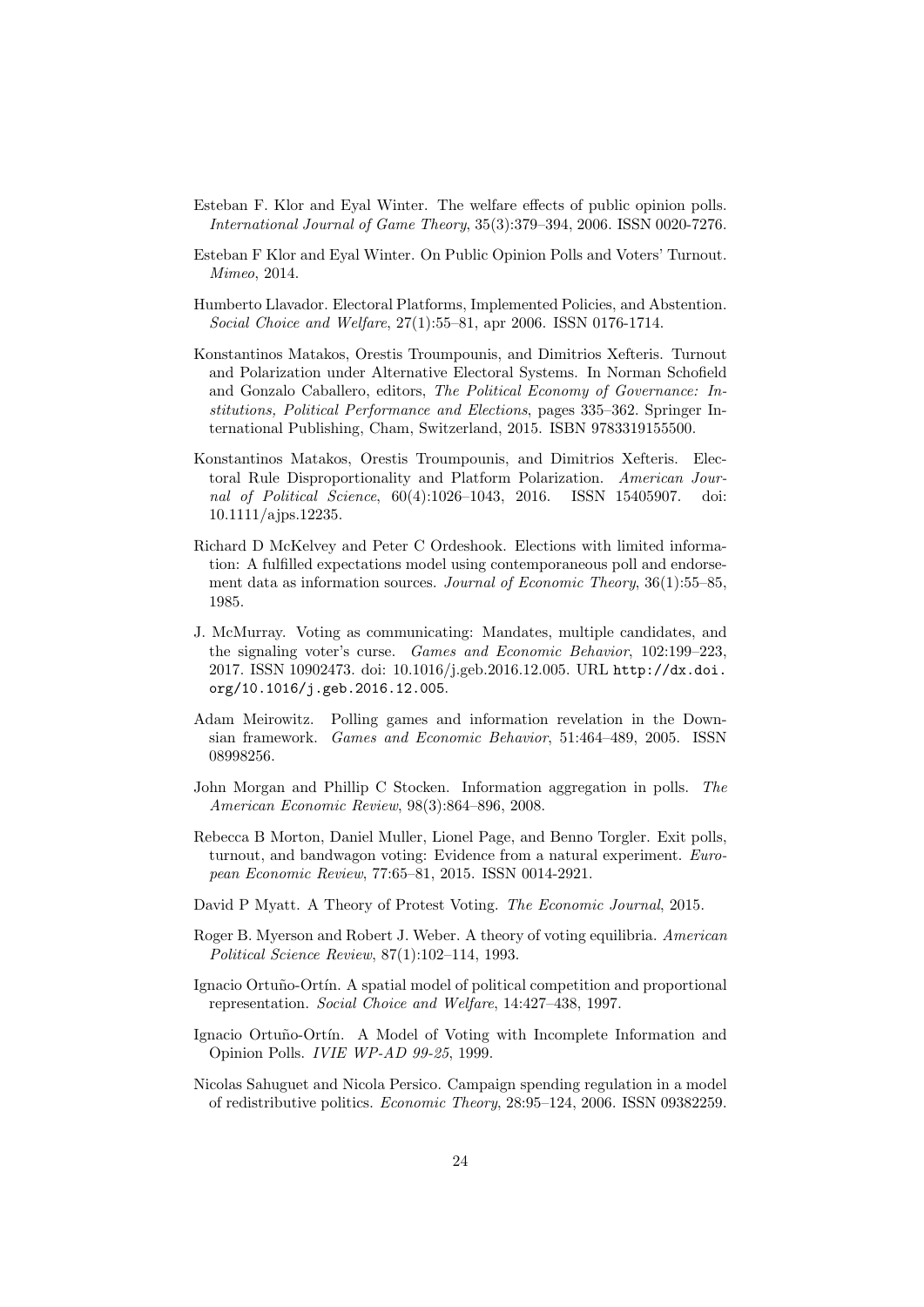Esteban F. Klor and Eyal Winter. The welfare effects of public opinion polls. *International Journal of Game Theory*, 35(3):379–394, 2006. ISSN 0020-7276.

Esteban F Klor and Eyal Winter. On Public Opinion Polls and Voters' Turnout. *Mimeo*, 2014.

Humberto Llavador. Electoral Platforms, Implemented Policies, and Abstention. *Social Choice and Welfare*, 27(1):55–81, apr 2006. ISSN 0176-1714.

Konstantinos Matakos, Orestis Troumpounis, and Dimitrios Xefteris. Turnout and Polarization under Alternative Electoral Systems. In Norman Schofield and Gonzalo Caballero, editors, *The Political Economy of Governance: Institutions, Political Performance and Elections*, pages 335–362. Springer International Publishing, Cham, Switzerland, 2015. ISBN 9783319155500.

Konstantinos Matakos, Orestis Troumpounis, and Dimitrios Xefteris. Electoral Rule Disproportionality and Platform Polarization. *American Journal of Political Science*, 60(4):1026–1043, 2016. ISSN 15405907. doi: 10.1111/ajps.12235.

Richard D McKelvey and Peter C Ordeshook. Elections with limited information: A fulfilled expectations model using contemporaneous poll and endorsement data as information sources. *Journal of Economic Theory*, 36(1):55–85, 1985.

J. McMurray. Voting as communicating: Mandates, multiple candidates, and the signaling voter's curse. *Games and Economic Behavior*, 102:199–223, 2017. ISSN 10902473. doi: 10.1016/j.geb.2016.12.005. URL http://dx.doi.org/10.1016/j.geb.2016.12.005.

Adam Meirowitz. Polling games and information revelation in the Downsian framework. *Games and Economic Behavior*, 51:464–489, 2005. ISSN 08998256.

John Morgan and Phillip C Stocken. Information aggregation in polls. *The American Economic Review*, 98(3):864–896, 2008.

Rebecca B Morton, Daniel Muller, Lionel Page, and Benno Torgler. Exit polls, turnout, and bandwagon voting: Evidence from a natural experiment. *European Economic Review*, 77:65–81, 2015. ISSN 0014-2921.

David P Myatt. A Theory of Protest Voting. *The Economic Journal*, 2015.

Roger B. Myerson and Robert J. Weber. A theory of voting equilibria. *American Political Science Review*, 87(1):102–114, 1993.

Ignacio Ortuño-Ortín. A spatial model of political competition and proportional representation. *Social Choice and Welfare*, 14:427–438, 1997.

Ignacio Ortuño-Ortín. A Model of Voting with Incomplete Information and Opinion Polls. *IVIE WP-AD 99-25*, 1999.

Nicolas Sahuguet and Nicola Persico. Campaign spending regulation in a model of redistributive politics. *Economic Theory*, 28:95–124, 2006. ISSN 09382259.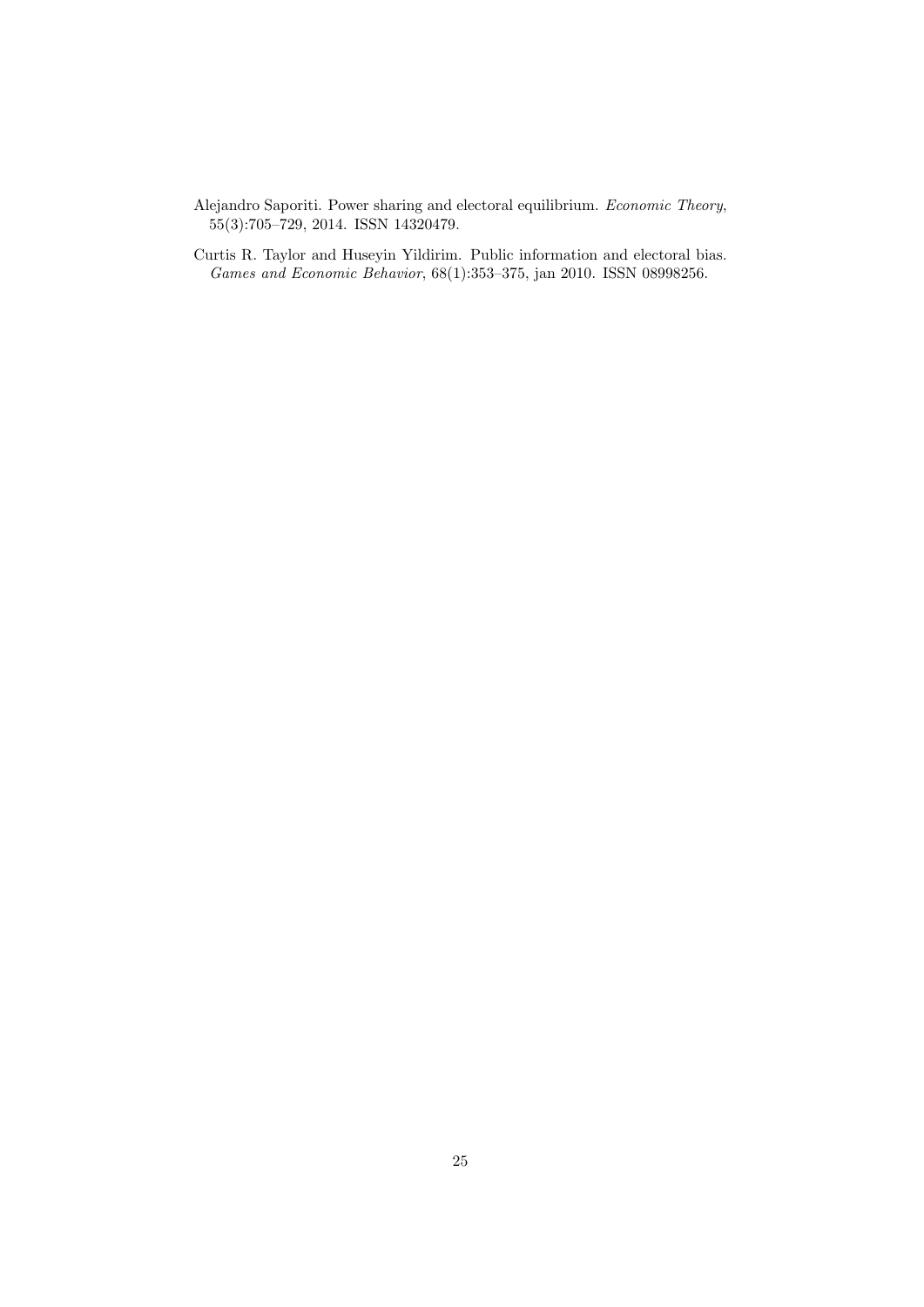Alejandro Saporiti. Power sharing and electoral equilibrium. *Economic Theory*, 55(3):705–729, 2014. ISSN 14320479.

Curtis R. Taylor and Huseyin Yildirim. Public information and electoral bias. *Games and Economic Behavior*, 68(1):353–375, jan 2010. ISSN 08998256.